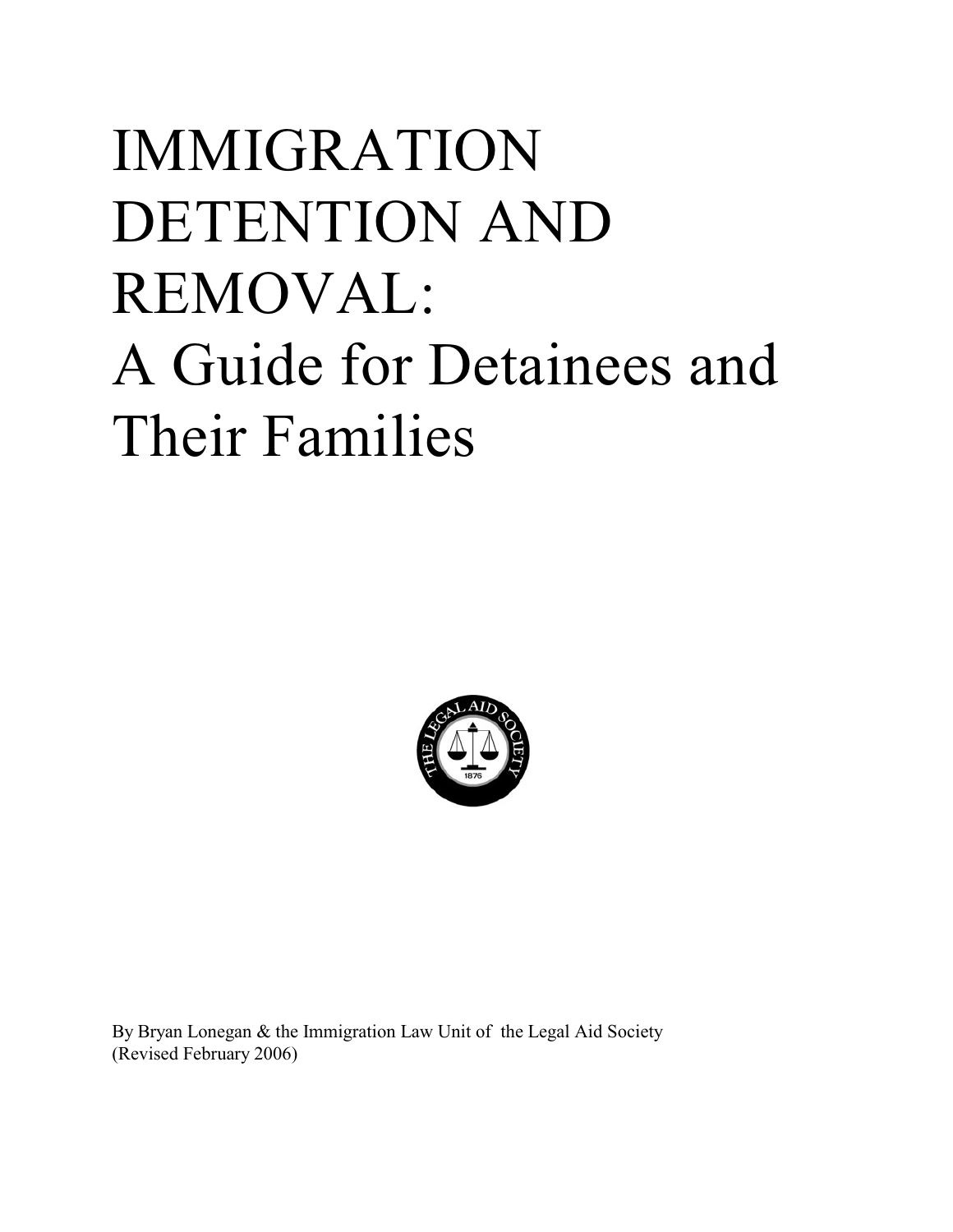# IMMIGRATION DETENTION AND REMOVAL: A Guide for Detainees and Their Families

By Bryan Lonegan & the Immigration Law Unit of the Legal Aid Society
(Revised February 2006)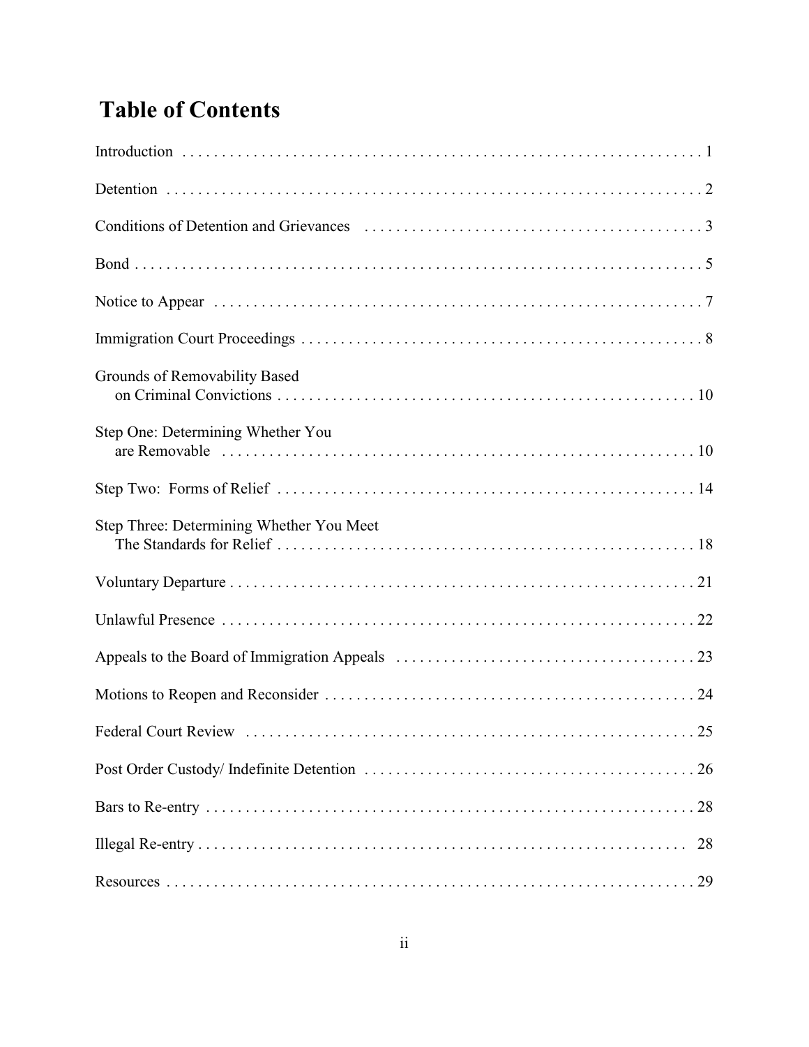# Table of Contents

Introduction . . . . . . . . . . . . . . . . . . . . . . . . . . . . . . . . . . . . . . . . . . . . . . . . . . . . . . . . . . . . . . . . . . 1

Detention . . . . . . . . . . . . . . . . . . . . . . . . . . . . . . . . . . . . . . . . . . . . . . . . . . . . . . . . . . . . . . . . . . . . 2

Conditions of Detention and Grievances . . . . . . . . . . . . . . . . . . . . . . . . . . . . . . . . . . . . . . . . . . . 3

Bond . . . . . . . . . . . . . . . . . . . . . . . . . . . . . . . . . . . . . . . . . . . . . . . . . . . . . . . . . . . . . . . . . . . . . . . 5

Notice to Appear . . . . . . . . . . . . . . . . . . . . . . . . . . . . . . . . . . . . . . . . . . . . . . . . . . . . . . . . . . . . . . 7

Immigration Court Proceedings . . . . . . . . . . . . . . . . . . . . . . . . . . . . . . . . . . . . . . . . . . . . . . . . . . . 8

Grounds of Removability Based
on Criminal Convictions . . . . . . . . . . . . . . . . . . . . . . . . . . . . . . . . . . . . . . . . . . . . . . . . . . . . . 10

Step One: Determining Whether You
are Removable . . . . . . . . . . . . . . . . . . . . . . . . . . . . . . . . . . . . . . . . . . . . . . . . . . . . . . . . . . . . 10

Step Two: Forms of Relief . . . . . . . . . . . . . . . . . . . . . . . . . . . . . . . . . . . . . . . . . . . . . . . . . . . . . . 14

Step Three: Determining Whether You Meet
The Standards for Relief . . . . . . . . . . . . . . . . . . . . . . . . . . . . . . . . . . . . . . . . . . . . . . . . . . . . . 18

Voluntary Departure . . . . . . . . . . . . . . . . . . . . . . . . . . . . . . . . . . . . . . . . . . . . . . . . . . . . . . . . . . . . 21

Unlawful Presence . . . . . . . . . . . . . . . . . . . . . . . . . . . . . . . . . . . . . . . . . . . . . . . . . . . . . . . . . . . . . 22

Appeals to the Board of Immigration Appeals . . . . . . . . . . . . . . . . . . . . . . . . . . . . . . . . . . . . . . 23

Motions to Reopen and Reconsider . . . . . . . . . . . . . . . . . . . . . . . . . . . . . . . . . . . . . . . . . . . . . . . . 24

Federal Court Review . . . . . . . . . . . . . . . . . . . . . . . . . . . . . . . . . . . . . . . . . . . . . . . . . . . . . . . . . . 25

Post Order Custody/ Indefinite Detention . . . . . . . . . . . . . . . . . . . . . . . . . . . . . . . . . . . . . . . . . . 26

Bars to Re-entry . . . . . . . . . . . . . . . . . . . . . . . . . . . . . . . . . . . . . . . . . . . . . . . . . . . . . . . . . . . . . . . 28

Illegal Re-entry . . . . . . . . . . . . . . . . . . . . . . . . . . . . . . . . . . . . . . . . . . . . . . . . . . . . . . . . . . . . . . . . 28

Resources . . . . . . . . . . . . . . . . . . . . . . . . . . . . . . . . . . . . . . . . . . . . . . . . . . . . . . . . . . . . . . . . . . . . 29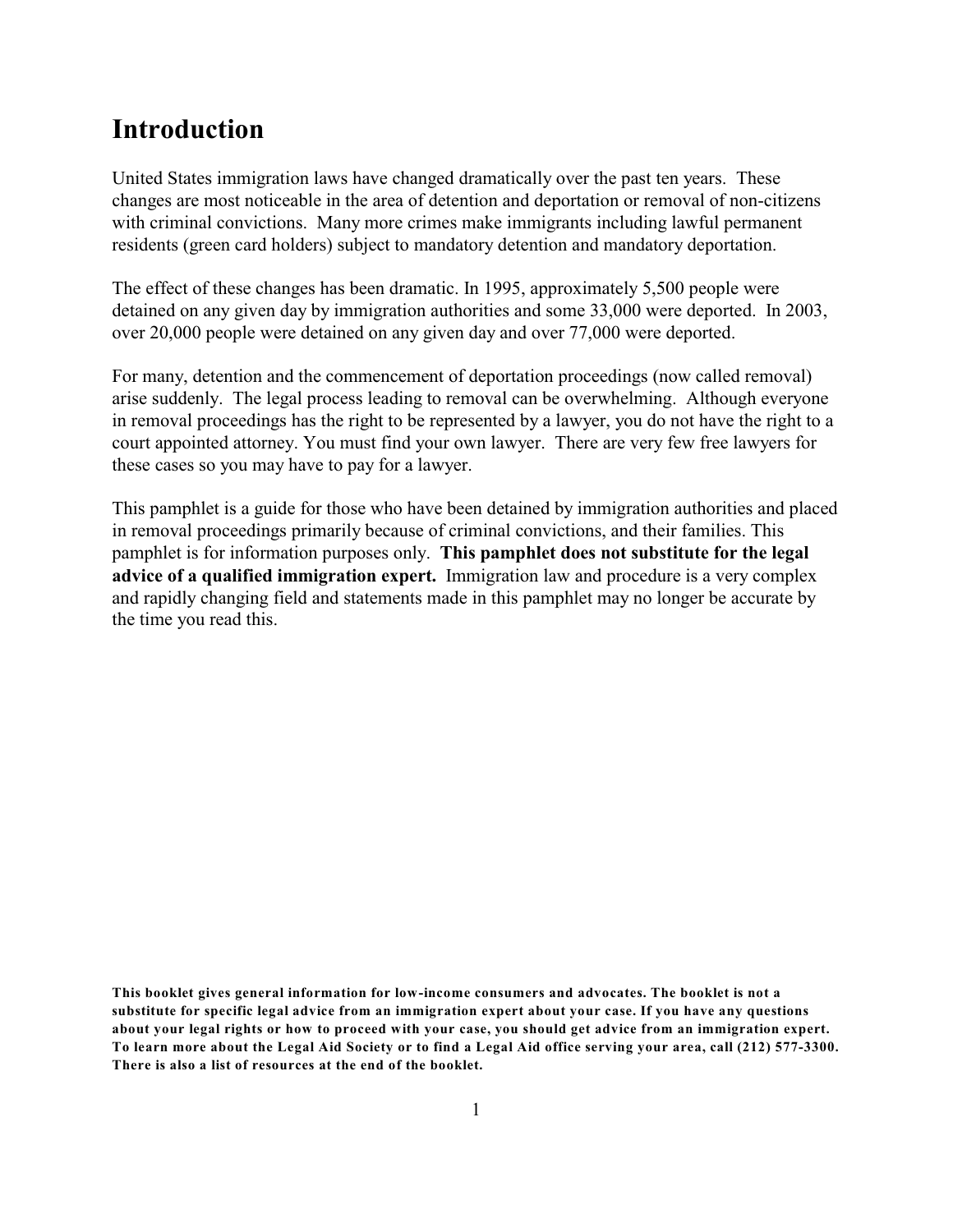# Introduction

United States immigration laws have changed dramatically over the past ten years. These changes are most noticeable in the area of detention and deportation or removal of non-citizens with criminal convictions. Many more crimes make immigrants including lawful permanent residents (green card holders) subject to mandatory detention and mandatory deportation.

The effect of these changes has been dramatic. In 1995, approximately 5,500 people were detained on any given day by immigration authorities and some 33,000 were deported. In 2003, over 20,000 people were detained on any given day and over 77,000 were deported.

For many, detention and the commencement of deportation proceedings (now called removal) arise suddenly. The legal process leading to removal can be overwhelming. Although everyone in removal proceedings has the right to be represented by a lawyer, you do not have the right to a court appointed attorney. You must find your own lawyer. There are very few free lawyers for these cases so you may have to pay for a lawyer.

This pamphlet is a guide for those who have been detained by immigration authorities and placed in removal proceedings primarily because of criminal convictions, and their families. This pamphlet is for information purposes only. **This pamphlet does not substitute for the legal advice of a qualified immigration expert.** Immigration law and procedure is a very complex and rapidly changing field and statements made in this pamphlet may no longer be accurate by the time you read this.

**This booklet gives general information for low-income consumers and advocates. The booklet is not a substitute for specific legal advice from an immigration expert about your case. If you have any questions about your legal rights or how to proceed with your case, you should get advice from an immigration expert. To learn more about the Legal Aid Society or to find a Legal Aid office serving your area, call (212) 577-3300. There is also a list of resources at the end of the booklet.**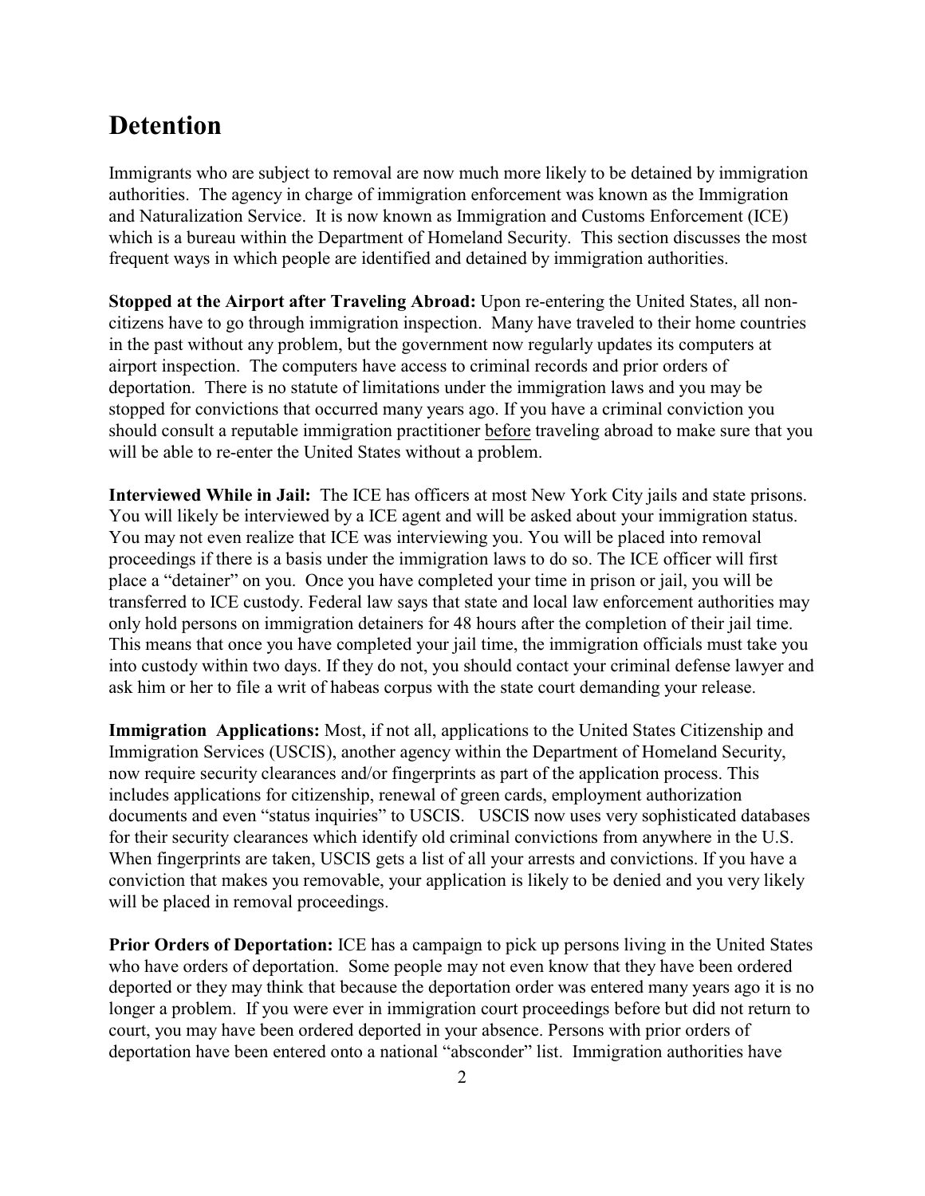# Detention

Immigrants who are subject to removal are now much more likely to be detained by immigration authorities. The agency in charge of immigration enforcement was known as the Immigration and Naturalization Service. It is now known as Immigration and Customs Enforcement (ICE) which is a bureau within the Department of Homeland Security. This section discusses the most frequent ways in which people are identified and detained by immigration authorities.

**Stopped at the Airport after Traveling Abroad:** Upon re-entering the United States, all non-citizens have to go through immigration inspection. Many have traveled to their home countries in the past without any problem, but the government now regularly updates its computers at airport inspection. The computers have access to criminal records and prior orders of deportation. There is no statute of limitations under the immigration laws and you may be stopped for convictions that occurred many years ago. If you have a criminal conviction you should consult a reputable immigration practitioner <u>before</u> traveling abroad to make sure that you will be able to re-enter the United States without a problem.

**Interviewed While in Jail:** The ICE has officers at most New York City jails and state prisons. You will likely be interviewed by a ICE agent and will be asked about your immigration status. You may not even realize that ICE was interviewing you. You will be placed into removal proceedings if there is a basis under the immigration laws to do so. The ICE officer will first place a "detainer" on you. Once you have completed your time in prison or jail, you will be transferred to ICE custody. Federal law says that state and local law enforcement authorities may only hold persons on immigration detainers for 48 hours after the completion of their jail time. This means that once you have completed your jail time, the immigration officials must take you into custody within two days. If they do not, you should contact your criminal defense lawyer and ask him or her to file a writ of habeas corpus with the state court demanding your release.

**Immigration Applications:** Most, if not all, applications to the United States Citizenship and Immigration Services (USCIS), another agency within the Department of Homeland Security, now require security clearances and/or fingerprints as part of the application process. This includes applications for citizenship, renewal of green cards, employment authorization documents and even "status inquiries" to USCIS. USCIS now uses very sophisticated databases for their security clearances which identify old criminal convictions from anywhere in the U.S. When fingerprints are taken, USCIS gets a list of all your arrests and convictions. If you have a conviction that makes you removable, your application is likely to be denied and you very likely will be placed in removal proceedings.

**Prior Orders of Deportation:** ICE has a campaign to pick up persons living in the United States who have orders of deportation. Some people may not even know that they have been ordered deported or they may think that because the deportation order was entered many years ago it is no longer a problem. If you were ever in immigration court proceedings before but did not return to court, you may have been ordered deported in your absence. Persons with prior orders of deportation have been entered onto a national "absconder" list. Immigration authorities have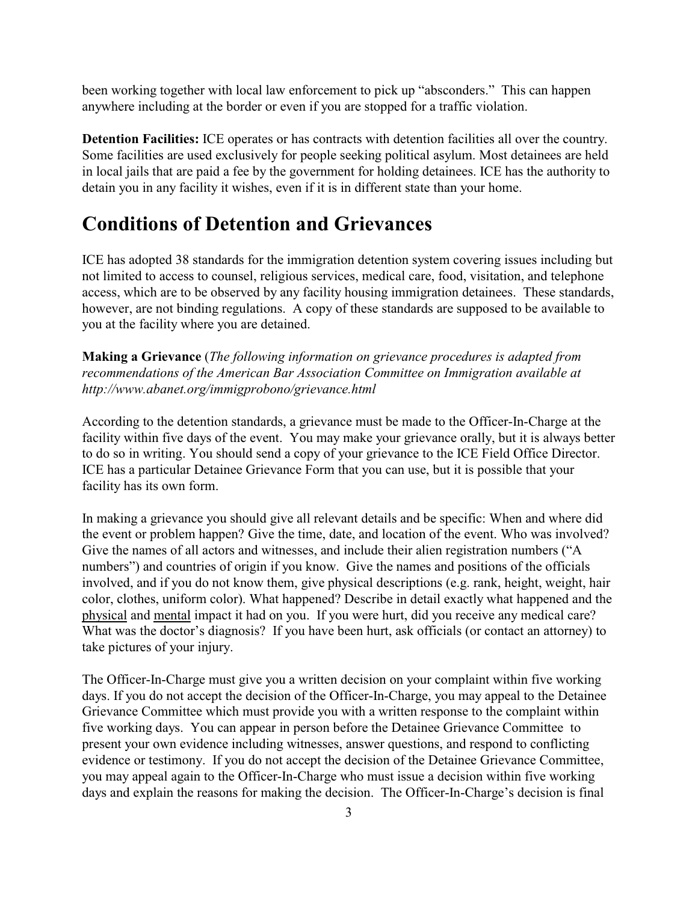been working together with local law enforcement to pick up "absconders." This can happen anywhere including at the border or even if you are stopped for a traffic violation.

**Detention Facilities:** ICE operates or has contracts with detention facilities all over the country. Some facilities are used exclusively for people seeking political asylum. Most detainees are held in local jails that are paid a fee by the government for holding detainees. ICE has the authority to detain you in any facility it wishes, even if it is in different state than your home.

# Conditions of Detention and Grievances

ICE has adopted 38 standards for the immigration detention system covering issues including but not limited to access to counsel, religious services, medical care, food, visitation, and telephone access, which are to be observed by any facility housing immigration detainees. These standards, however, are not binding regulations. A copy of these standards are supposed to be available to you at the facility where you are detained.

**Making a Grievance** (*The following information on grievance procedures is adapted from recommendations of the American Bar Association Committee on Immigration available at http://www.abanet.org/immigprobono/grievance.html*

According to the detention standards, a grievance must be made to the Officer-In-Charge at the facility within five days of the event. You may make your grievance orally, but it is always better to do so in writing. You should send a copy of your grievance to the ICE Field Office Director. ICE has a particular Detainee Grievance Form that you can use, but it is possible that your facility has its own form.

In making a grievance you should give all relevant details and be specific: When and where did the event or problem happen? Give the time, date, and location of the event. Who was involved? Give the names of all actors and witnesses, and include their alien registration numbers ("A numbers") and countries of origin if you know. Give the names and positions of the officials involved, and if you do not know them, give physical descriptions (e.g. rank, height, weight, hair color, clothes, uniform color). What happened? Describe in detail exactly what happened and the <u>physical</u> and <u>mental</u> impact it had on you. If you were hurt, did you receive any medical care? What was the doctor's diagnosis? If you have been hurt, ask officials (or contact an attorney) to take pictures of your injury.

The Officer-In-Charge must give you a written decision on your complaint within five working days. If you do not accept the decision of the Officer-In-Charge, you may appeal to the Detainee Grievance Committee which must provide you with a written response to the complaint within five working days. You can appear in person before the Detainee Grievance Committee to present your own evidence including witnesses, answer questions, and respond to conflicting evidence or testimony. If you do not accept the decision of the Detainee Grievance Committee, you may appeal again to the Officer-In-Charge who must issue a decision within five working days and explain the reasons for making the decision. The Officer-In-Charge's decision is final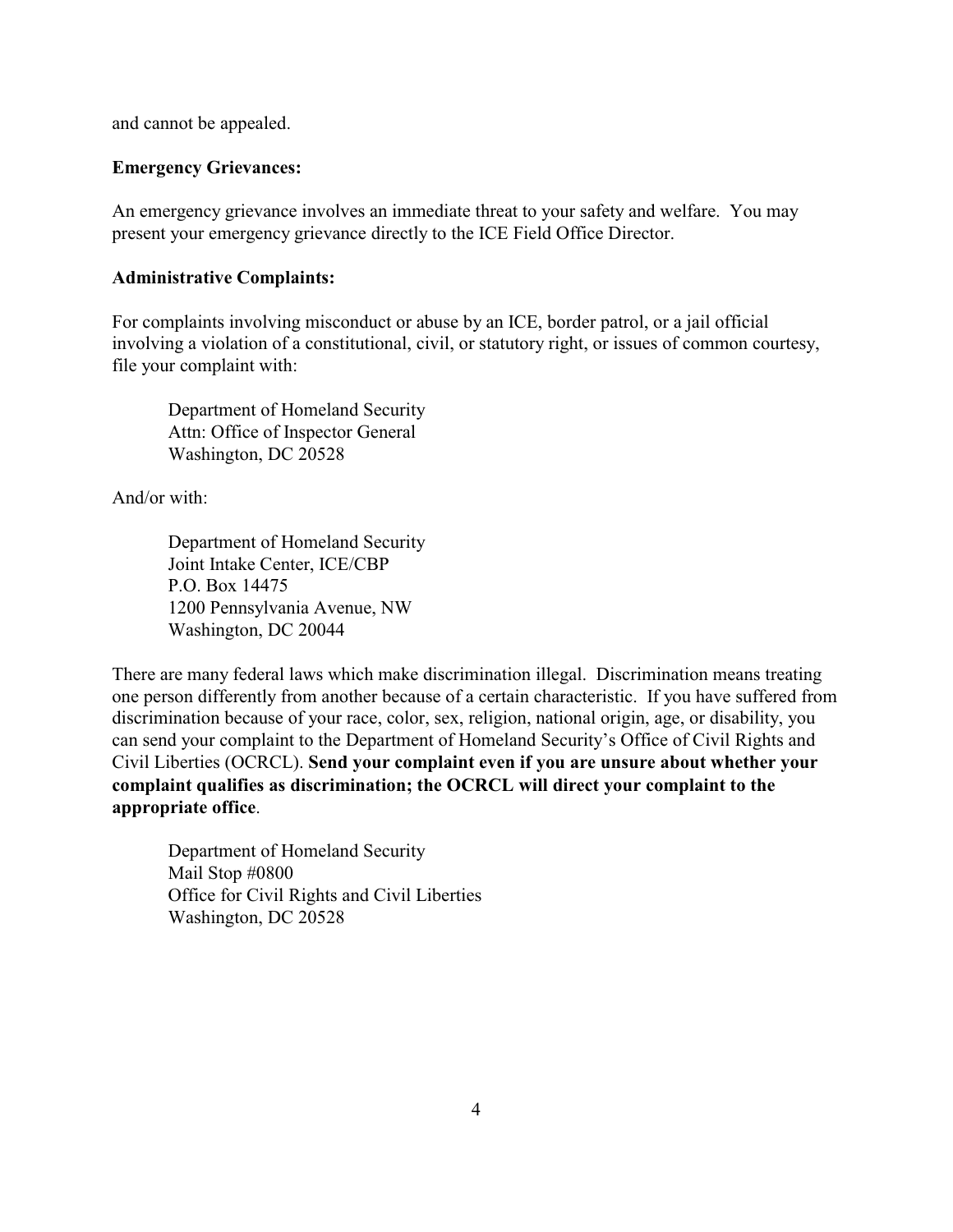and cannot be appealed.

**Emergency Grievances:**

An emergency grievance involves an immediate threat to your safety and welfare. You may present your emergency grievance directly to the ICE Field Office Director.

**Administrative Complaints:**

For complaints involving misconduct or abuse by an ICE, border patrol, or a jail official involving a violation of a constitutional, civil, or statutory right, or issues of common courtesy, file your complaint with:

> Department of Homeland Security
> Attn: Office of Inspector General
> Washington, DC 20528

And/or with:

> Department of Homeland Security
> Joint Intake Center, ICE/CBP
> P.O. Box 14475
> 1200 Pennsylvania Avenue, NW
> Washington, DC 20044

There are many federal laws which make discrimination illegal. Discrimination means treating one person differently from another because of a certain characteristic. If you have suffered from discrimination because of your race, color, sex, religion, national origin, age, or disability, you can send your complaint to the Department of Homeland Security's Office of Civil Rights and Civil Liberties (OCRCL). **Send your complaint even if you are unsure about whether your complaint qualifies as discrimination; the OCRCL will direct your complaint to the appropriate office**.

> Department of Homeland Security
> Mail Stop #0800
> Office for Civil Rights and Civil Liberties
> Washington, DC 20528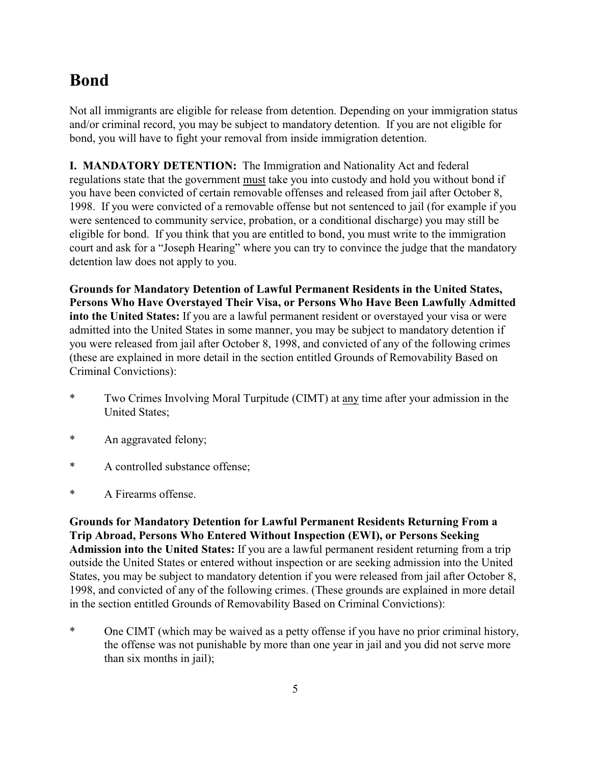# Bond

Not all immigrants are eligible for release from detention. Depending on your immigration status and/or criminal record, you may be subject to mandatory detention. If you are not eligible for bond, you will have to fight your removal from inside immigration detention.

**I. MANDATORY DETENTION:** The Immigration and Nationality Act and federal regulations state that the government must take you into custody and hold you without bond if you have been convicted of certain removable offenses and released from jail after October 8, 1998. If you were convicted of a removable offense but not sentenced to jail (for example if you were sentenced to community service, probation, or a conditional discharge) you may still be eligible for bond. If you think that you are entitled to bond, you must write to the immigration court and ask for a "Joseph Hearing" where you can try to convince the judge that the mandatory detention law does not apply to you.

**Grounds for Mandatory Detention of Lawful Permanent Residents in the United States, Persons Who Have Overstayed Their Visa, or Persons Who Have Been Lawfully Admitted into the United States:** If you are a lawful permanent resident or overstayed your visa or were admitted into the United States in some manner, you may be subject to mandatory detention if you were released from jail after October 8, 1998, and convicted of any of the following crimes (these are explained in more detail in the section entitled Grounds of Removability Based on Criminal Convictions):

* Two Crimes Involving Moral Turpitude (CIMT) at any time after your admission in the United States;
* An aggravated felony;
* A controlled substance offense;
* A Firearms offense.

**Grounds for Mandatory Detention for Lawful Permanent Residents Returning From a Trip Abroad, Persons Who Entered Without Inspection (EWI), or Persons Seeking Admission into the United States:** If you are a lawful permanent resident returning from a trip outside the United States or entered without inspection or are seeking admission into the United States, you may be subject to mandatory detention if you were released from jail after October 8, 1998, and convicted of any of the following crimes. (These grounds are explained in more detail in the section entitled Grounds of Removability Based on Criminal Convictions):

* One CIMT (which may be waived as a petty offense if you have no prior criminal history, the offense was not punishable by more than one year in jail and you did not serve more than six months in jail);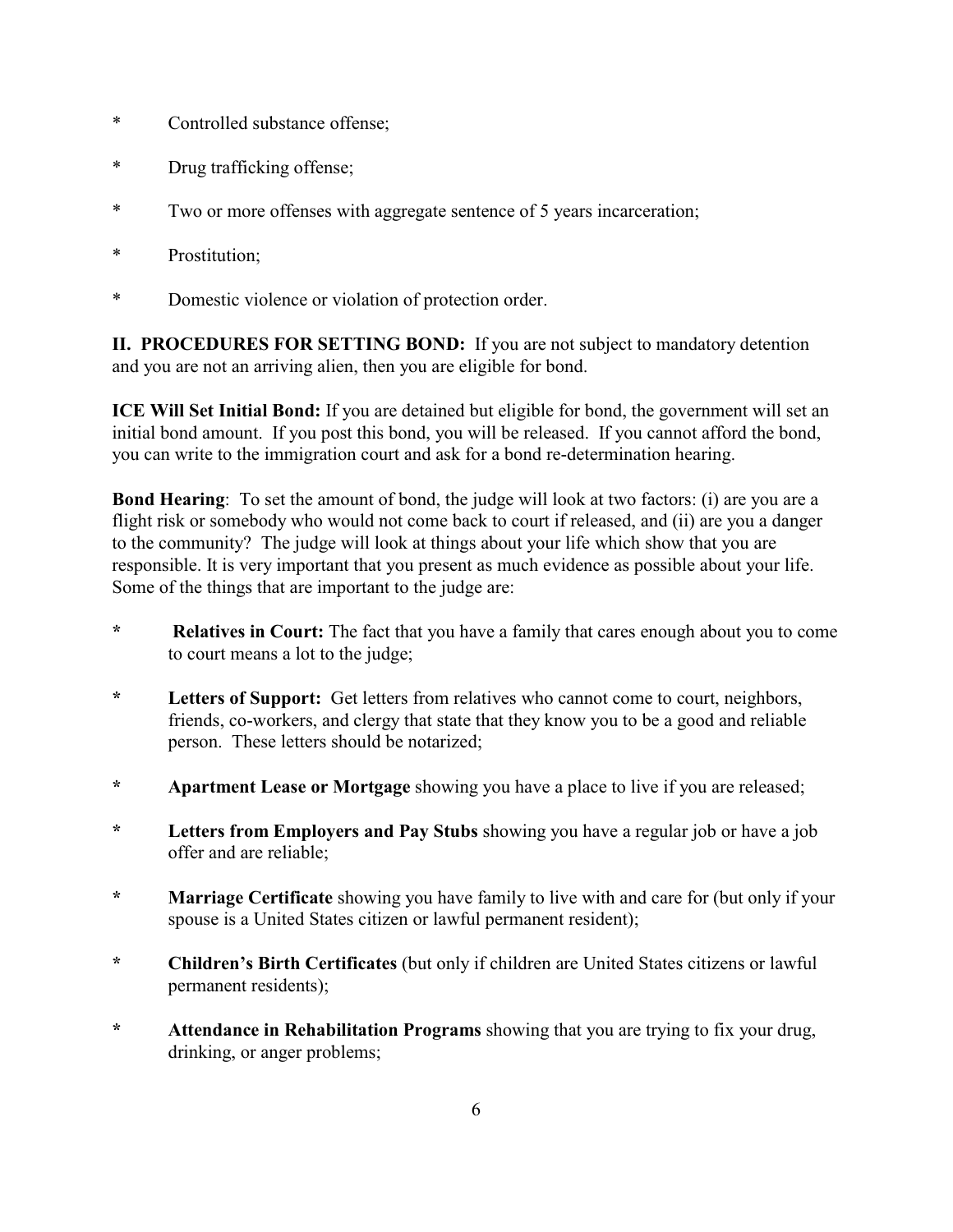* Controlled substance offense;

* Drug trafficking offense;

* Two or more offenses with aggregate sentence of 5 years incarceration;

* Prostitution;

* Domestic violence or violation of protection order.

**II. PROCEDURES FOR SETTING BOND:** If you are not subject to mandatory detention and you are not an arriving alien, then you are eligible for bond.

**ICE Will Set Initial Bond:** If you are detained but eligible for bond, the government will set an initial bond amount. If you post this bond, you will be released. If you cannot afford the bond, you can write to the immigration court and ask for a bond re-determination hearing.

**Bond Hearing**: To set the amount of bond, the judge will look at two factors: (i) are you are a flight risk or somebody who would not come back to court if released, and (ii) are you a danger to the community? The judge will look at things about your life which show that you are responsible. It is very important that you present as much evidence as possible about your life. Some of the things that are important to the judge are:

* **Relatives in Court:** The fact that you have a family that cares enough about you to come to court means a lot to the judge;

* **Letters of Support:** Get letters from relatives who cannot come to court, neighbors, friends, co-workers, and clergy that state that they know you to be a good and reliable person. These letters should be notarized;

* **Apartment Lease or Mortgage** showing you have a place to live if you are released;

* **Letters from Employers and Pay Stubs** showing you have a regular job or have a job offer and are reliable;

* **Marriage Certificate** showing you have family to live with and care for (but only if your spouse is a United States citizen or lawful permanent resident);

* **Children's Birth Certificates** (but only if children are United States citizens or lawful permanent residents);

* **Attendance in Rehabilitation Programs** showing that you are trying to fix your drug, drinking, or anger problems;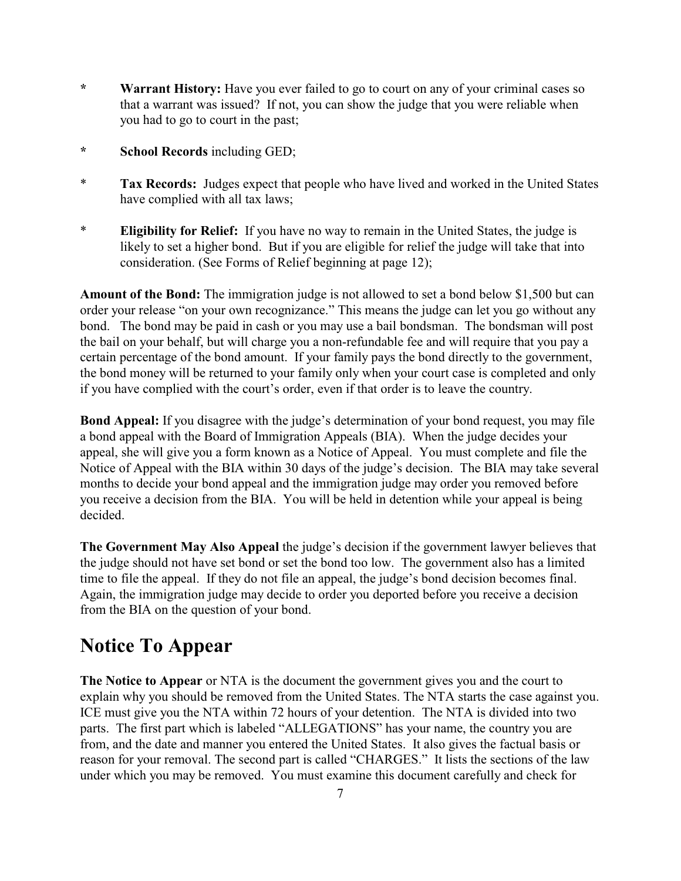* **Warrant History:** Have you ever failed to go to court on any of your criminal cases so that a warrant was issued? If not, you can show the judge that you were reliable when you had to go to court in the past;

* **School Records** including GED;

* **Tax Records:** Judges expect that people who have lived and worked in the United States have complied with all tax laws;

* **Eligibility for Relief:** If you have no way to remain in the United States, the judge is likely to set a higher bond. But if you are eligible for relief the judge will take that into consideration. (See Forms of Relief beginning at page 12);

**Amount of the Bond:** The immigration judge is not allowed to set a bond below $1,500 but can order your release "on your own recognizance." This means the judge can let you go without any bond. The bond may be paid in cash or you may use a bail bondsman. The bondsman will post the bail on your behalf, but will charge you a non-refundable fee and will require that you pay a certain percentage of the bond amount. If your family pays the bond directly to the government, the bond money will be returned to your family only when your court case is completed and only if you have complied with the court's order, even if that order is to leave the country.

**Bond Appeal:** If you disagree with the judge's determination of your bond request, you may file a bond appeal with the Board of Immigration Appeals (BIA). When the judge decides your appeal, she will give you a form known as a Notice of Appeal. You must complete and file the Notice of Appeal with the BIA within 30 days of the judge's decision. The BIA may take several months to decide your bond appeal and the immigration judge may order you removed before you receive a decision from the BIA. You will be held in detention while your appeal is being decided.

**The Government May Also Appeal** the judge's decision if the government lawyer believes that the judge should not have set bond or set the bond too low. The government also has a limited time to file the appeal. If they do not file an appeal, the judge's bond decision becomes final. Again, the immigration judge may decide to order you deported before you receive a decision from the BIA on the question of your bond.

# Notice To Appear

**The Notice to Appear** or NTA is the document the government gives you and the court to explain why you should be removed from the United States. The NTA starts the case against you. ICE must give you the NTA within 72 hours of your detention. The NTA is divided into two parts. The first part which is labeled "ALLEGATIONS" has your name, the country you are from, and the date and manner you entered the United States. It also gives the factual basis or reason for your removal. The second part is called "CHARGES." It lists the sections of the law under which you may be removed. You must examine this document carefully and check for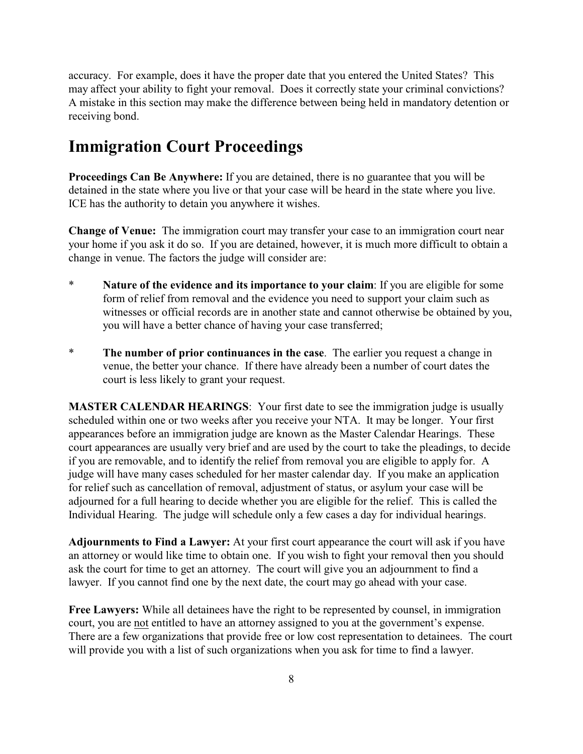accuracy. For example, does it have the proper date that you entered the United States? This may affect your ability to fight your removal. Does it correctly state your criminal convictions? A mistake in this section may make the difference between being held in mandatory detention or receiving bond.

# Immigration Court Proceedings

**Proceedings Can Be Anywhere:** If you are detained, there is no guarantee that you will be detained in the state where you live or that your case will be heard in the state where you live. ICE has the authority to detain you anywhere it wishes.

**Change of Venue:** The immigration court may transfer your case to an immigration court near your home if you ask it do so. If you are detained, however, it is much more difficult to obtain a change in venue. The factors the judge will consider are:

* **Nature of the evidence and its importance to your claim**: If you are eligible for some form of relief from removal and the evidence you need to support your claim such as witnesses or official records are in another state and cannot otherwise be obtained by you, you will have a better chance of having your case transferred;

* **The number of prior continuances in the case**. The earlier you request a change in venue, the better your chance. If there have already been a number of court dates the court is less likely to grant your request.

**MASTER CALENDAR HEARINGS**: Your first date to see the immigration judge is usually scheduled within one or two weeks after you receive your NTA. It may be longer. Your first appearances before an immigration judge are known as the Master Calendar Hearings. These court appearances are usually very brief and are used by the court to take the pleadings, to decide if you are removable, and to identify the relief from removal you are eligible to apply for. A judge will have many cases scheduled for her master calendar day. If you make an application for relief such as cancellation of removal, adjustment of status, or asylum your case will be adjourned for a full hearing to decide whether you are eligible for the relief. This is called the Individual Hearing. The judge will schedule only a few cases a day for individual hearings.

**Adjournments to Find a Lawyer:** At your first court appearance the court will ask if you have an attorney or would like time to obtain one. If you wish to fight your removal then you should ask the court for time to get an attorney. The court will give you an adjournment to find a lawyer. If you cannot find one by the next date, the court may go ahead with your case.

**Free Lawyers:** While all detainees have the right to be represented by counsel, in immigration court, you are not entitled to have an attorney assigned to you at the government's expense. There are a few organizations that provide free or low cost representation to detainees. The court will provide you with a list of such organizations when you ask for time to find a lawyer.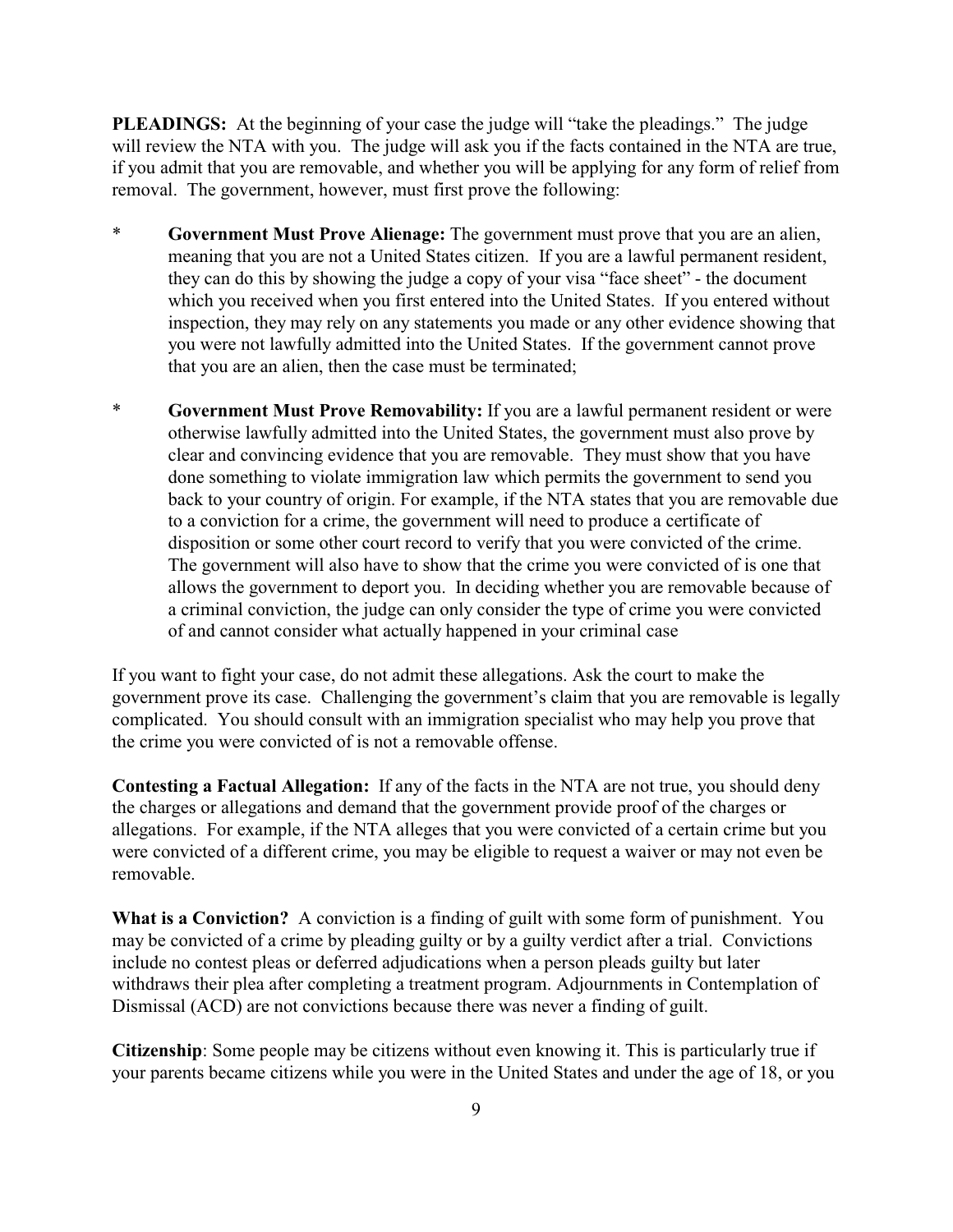**PLEADINGS:** At the beginning of your case the judge will "take the pleadings." The judge will review the NTA with you. The judge will ask you if the facts contained in the NTA are true, if you admit that you are removable, and whether you will be applying for any form of relief from removal. The government, however, must first prove the following:

* **Government Must Prove Alienage:** The government must prove that you are an alien, meaning that you are not a United States citizen. If you are a lawful permanent resident, they can do this by showing the judge a copy of your visa "face sheet" - the document which you received when you first entered into the United States. If you entered without inspection, they may rely on any statements you made or any other evidence showing that you were not lawfully admitted into the United States. If the government cannot prove that you are an alien, then the case must be terminated;

* **Government Must Prove Removability:** If you are a lawful permanent resident or were otherwise lawfully admitted into the United States, the government must also prove by clear and convincing evidence that you are removable. They must show that you have done something to violate immigration law which permits the government to send you back to your country of origin. For example, if the NTA states that you are removable due to a conviction for a crime, the government will need to produce a certificate of disposition or some other court record to verify that you were convicted of the crime. The government will also have to show that the crime you were convicted of is one that allows the government to deport you. In deciding whether you are removable because of a criminal conviction, the judge can only consider the type of crime you were convicted of and cannot consider what actually happened in your criminal case

If you want to fight your case, do not admit these allegations. Ask the court to make the government prove its case. Challenging the government's claim that you are removable is legally complicated. You should consult with an immigration specialist who may help you prove that the crime you were convicted of is not a removable offense.

**Contesting a Factual Allegation:** If any of the facts in the NTA are not true, you should deny the charges or allegations and demand that the government provide proof of the charges or allegations. For example, if the NTA alleges that you were convicted of a certain crime but you were convicted of a different crime, you may be eligible to request a waiver or may not even be removable.

**What is a Conviction?** A conviction is a finding of guilt with some form of punishment. You may be convicted of a crime by pleading guilty or by a guilty verdict after a trial. Convictions include no contest pleas or deferred adjudications when a person pleads guilty but later withdraws their plea after completing a treatment program. Adjournments in Contemplation of Dismissal (ACD) are not convictions because there was never a finding of guilt.

**Citizenship**: Some people may be citizens without even knowing it. This is particularly true if your parents became citizens while you were in the United States and under the age of 18, or you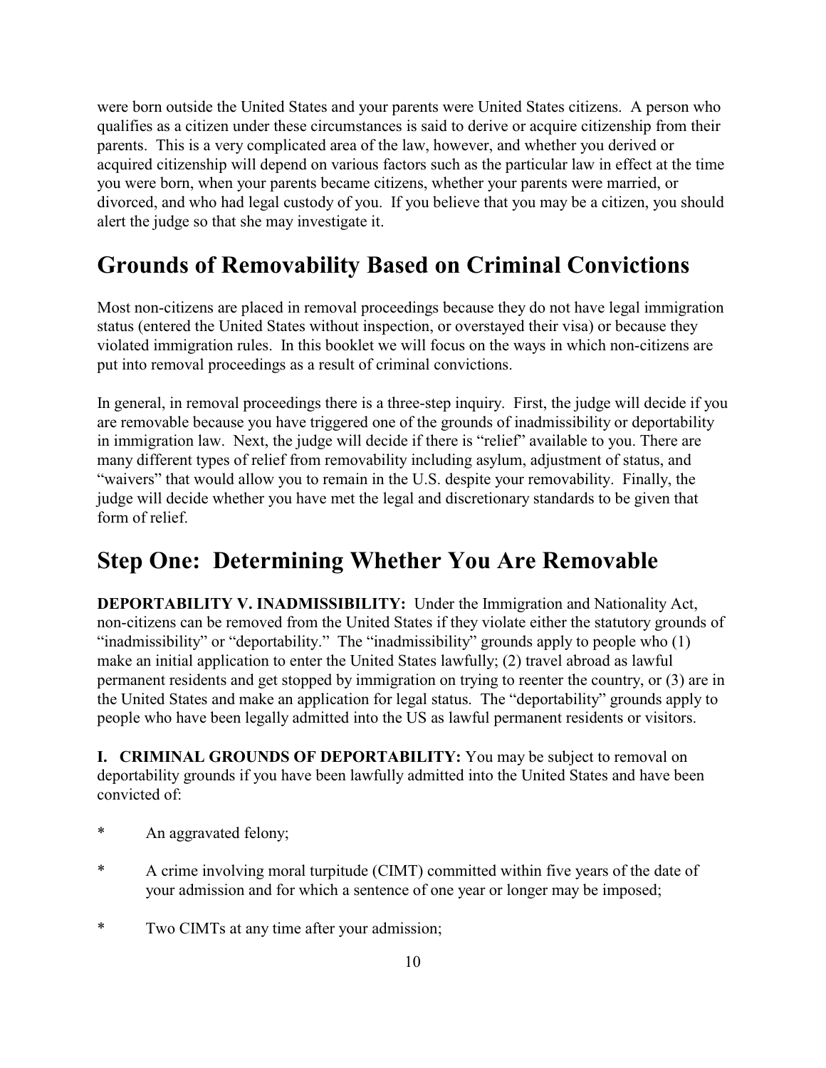were born outside the United States and your parents were United States citizens. A person who qualifies as a citizen under these circumstances is said to derive or acquire citizenship from their parents. This is a very complicated area of the law, however, and whether you derived or acquired citizenship will depend on various factors such as the particular law in effect at the time you were born, when your parents became citizens, whether your parents were married, or divorced, and who had legal custody of you. If you believe that you may be a citizen, you should alert the judge so that she may investigate it.

## Grounds of Removability Based on Criminal Convictions

Most non-citizens are placed in removal proceedings because they do not have legal immigration status (entered the United States without inspection, or overstayed their visa) or because they violated immigration rules. In this booklet we will focus on the ways in which non-citizens are put into removal proceedings as a result of criminal convictions.

In general, in removal proceedings there is a three-step inquiry. First, the judge will decide if you are removable because you have triggered one of the grounds of inadmissibility or deportability in immigration law. Next, the judge will decide if there is "relief" available to you. There are many different types of relief from removability including asylum, adjustment of status, and "waivers" that would allow you to remain in the U.S. despite your removability. Finally, the judge will decide whether you have met the legal and discretionary standards to be given that form of relief.

## Step One: Determining Whether You Are Removable

**DEPORTABILITY V. INADMISSIBILITY:** Under the Immigration and Nationality Act, non-citizens can be removed from the United States if they violate either the statutory grounds of "inadmissibility" or "deportability." The "inadmissibility" grounds apply to people who (1) make an initial application to enter the United States lawfully; (2) travel abroad as lawful permanent residents and get stopped by immigration on trying to reenter the country, or (3) are in the United States and make an application for legal status. The "deportability" grounds apply to people who have been legally admitted into the US as lawful permanent residents or visitors.

**I. CRIMINAL GROUNDS OF DEPORTABILITY:** You may be subject to removal on deportability grounds if you have been lawfully admitted into the United States and have been convicted of:

* An aggravated felony;

* A crime involving moral turpitude (CIMT) committed within five years of the date of your admission and for which a sentence of one year or longer may be imposed;

* Two CIMTs at any time after your admission;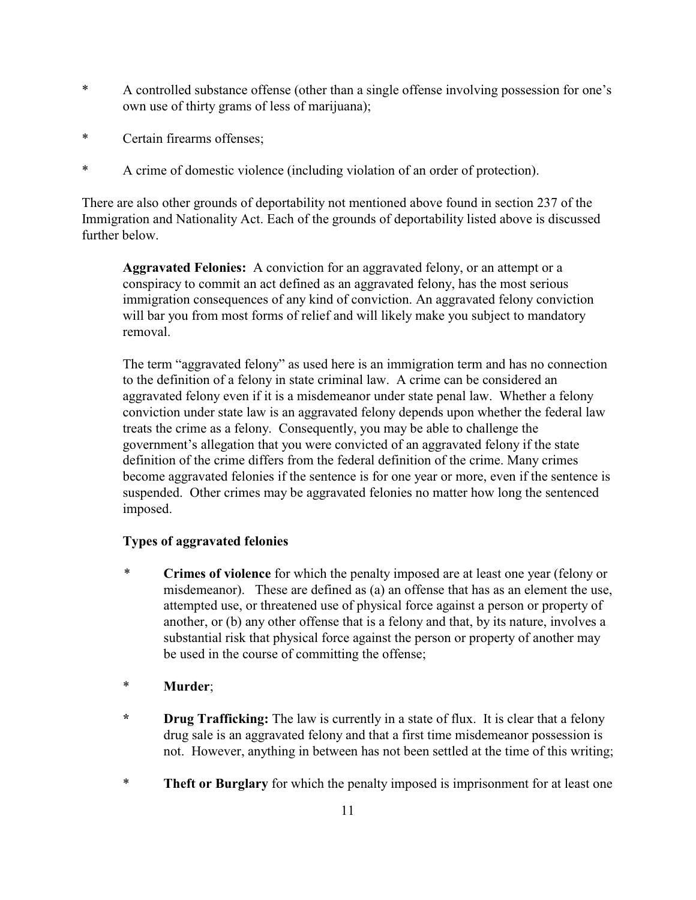* A controlled substance offense (other than a single offense involving possession for one's own use of thirty grams of less of marijuana);

* Certain firearms offenses;

* A crime of domestic violence (including violation of an order of protection).

There are also other grounds of deportability not mentioned above found in section 237 of the Immigration and Nationality Act. Each of the grounds of deportability listed above is discussed further below.

**Aggravated Felonies:** A conviction for an aggravated felony, or an attempt or a conspiracy to commit an act defined as an aggravated felony, has the most serious immigration consequences of any kind of conviction. An aggravated felony conviction will bar you from most forms of relief and will likely make you subject to mandatory removal.

The term "aggravated felony" as used here is an immigration term and has no connection to the definition of a felony in state criminal law. A crime can be considered an aggravated felony even if it is a misdemeanor under state penal law. Whether a felony conviction under state law is an aggravated felony depends upon whether the federal law treats the crime as a felony. Consequently, you may be able to challenge the government's allegation that you were convicted of an aggravated felony if the state definition of the crime differs from the federal definition of the crime. Many crimes become aggravated felonies if the sentence is for one year or more, even if the sentence is suspended. Other crimes may be aggravated felonies no matter how long the sentenced imposed.

**Types of aggravated felonies**

* **Crimes of violence** for which the penalty imposed are at least one year (felony or misdemeanor). These are defined as (a) an offense that has as an element the use, attempted use, or threatened use of physical force against a person or property of another, or (b) any other offense that is a felony and that, by its nature, involves a substantial risk that physical force against the person or property of another may be used in the course of committing the offense;

* **Murder**;

* **Drug Trafficking:** The law is currently in a state of flux. It is clear that a felony drug sale is an aggravated felony and that a first time misdemeanor possession is not. However, anything in between has not been settled at the time of this writing;

* **Theft or Burglary** for which the penalty imposed is imprisonment for at least one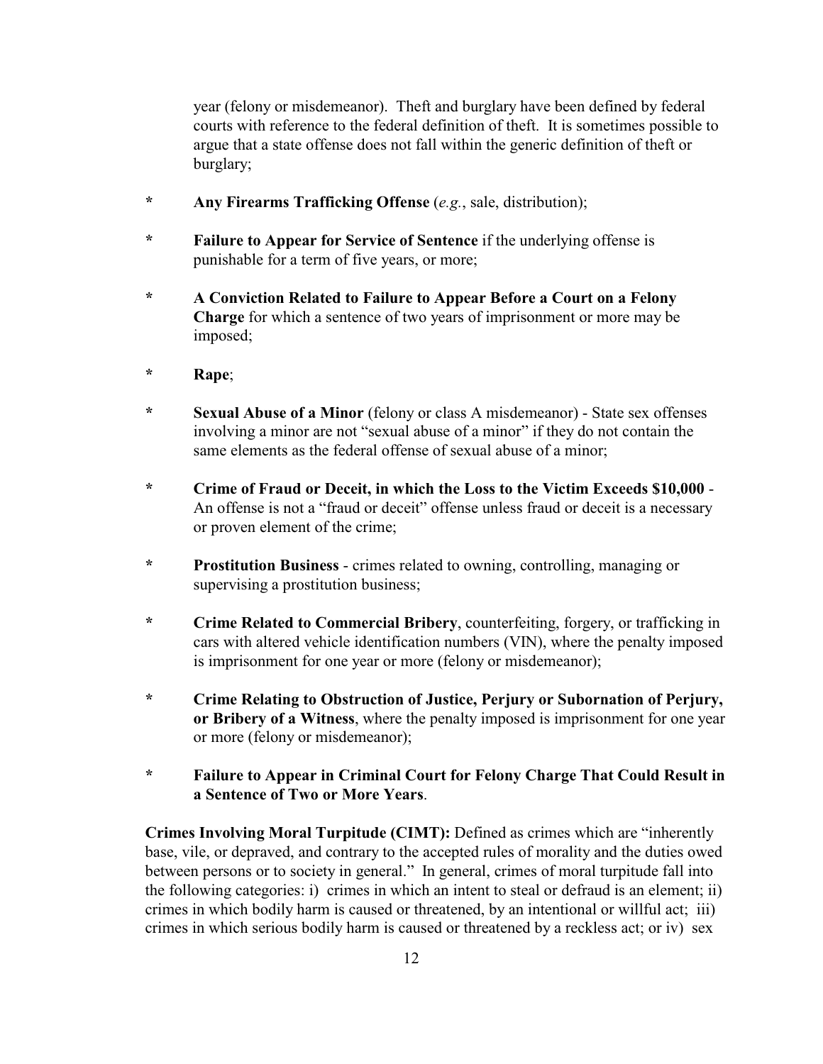year (felony or misdemeanor). Theft and burglary have been defined by federal courts with reference to the federal definition of theft. It is sometimes possible to argue that a state offense does not fall within the generic definition of theft or burglary;

* **Any Firearms Trafficking Offense** (*e.g.*, sale, distribution);

* **Failure to Appear for Service of Sentence** if the underlying offense is punishable for a term of five years, or more;

* **A Conviction Related to Failure to Appear Before a Court on a Felony Charge** for which a sentence of two years of imprisonment or more may be imposed;

* **Rape**;

* **Sexual Abuse of a Minor** (felony or class A misdemeanor) - State sex offenses involving a minor are not "sexual abuse of a minor" if they do not contain the same elements as the federal offense of sexual abuse of a minor;

* **Crime of Fraud or Deceit, in which the Loss to the Victim Exceeds $10,000** - An offense is not a "fraud or deceit" offense unless fraud or deceit is a necessary or proven element of the crime;

* **Prostitution Business** - crimes related to owning, controlling, managing or supervising a prostitution business;

* **Crime Related to Commercial Bribery**, counterfeiting, forgery, or trafficking in cars with altered vehicle identification numbers (VIN), where the penalty imposed is imprisonment for one year or more (felony or misdemeanor);

* **Crime Relating to Obstruction of Justice, Perjury or Subornation of Perjury, or Bribery of a Witness**, where the penalty imposed is imprisonment for one year or more (felony or misdemeanor);

* **Failure to Appear in Criminal Court for Felony Charge That Could Result in a Sentence of Two or More Years**.

**Crimes Involving Moral Turpitude (CIMT):** Defined as crimes which are "inherently base, vile, or depraved, and contrary to the accepted rules of morality and the duties owed between persons or to society in general." In general, crimes of moral turpitude fall into the following categories: i) crimes in which an intent to steal or defraud is an element; ii) crimes in which bodily harm is caused or threatened, by an intentional or willful act; iii) crimes in which serious bodily harm is caused or threatened by a reckless act; or iv) sex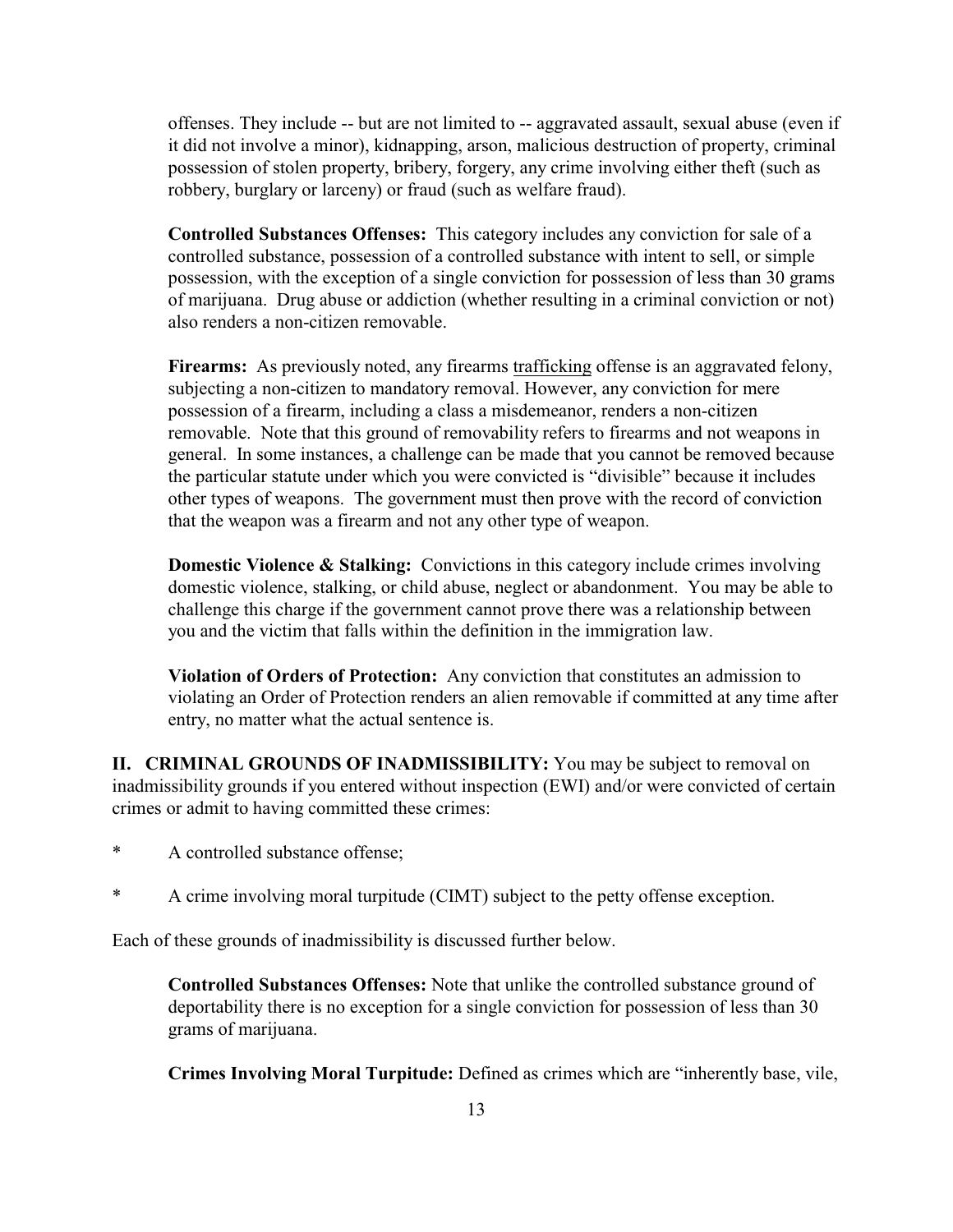offenses. They include -- but are not limited to -- aggravated assault, sexual abuse (even if it did not involve a minor), kidnapping, arson, malicious destruction of property, criminal possession of stolen property, bribery, forgery, any crime involving either theft (such as robbery, burglary or larceny) or fraud (such as welfare fraud).

**Controlled Substances Offenses:** This category includes any conviction for sale of a controlled substance, possession of a controlled substance with intent to sell, or simple possession, with the exception of a single conviction for possession of less than 30 grams of marijuana. Drug abuse or addiction (whether resulting in a criminal conviction or not) also renders a non-citizen removable.

**Firearms:** As previously noted, any firearms <u>trafficking</u> offense is an aggravated felony, subjecting a non-citizen to mandatory removal. However, any conviction for mere possession of a firearm, including a class a misdemeanor, renders a non-citizen removable. Note that this ground of removability refers to firearms and not weapons in general. In some instances, a challenge can be made that you cannot be removed because the particular statute under which you were convicted is "divisible" because it includes other types of weapons. The government must then prove with the record of conviction that the weapon was a firearm and not any other type of weapon.

**Domestic Violence & Stalking:** Convictions in this category include crimes involving domestic violence, stalking, or child abuse, neglect or abandonment. You may be able to challenge this charge if the government cannot prove there was a relationship between you and the victim that falls within the definition in the immigration law.

**Violation of Orders of Protection:** Any conviction that constitutes an admission to violating an Order of Protection renders an alien removable if committed at any time after entry, no matter what the actual sentence is.

**II. CRIMINAL GROUNDS OF INADMISSIBILITY:** You may be subject to removal on inadmissibility grounds if you entered without inspection (EWI) and/or were convicted of certain crimes or admit to having committed these crimes:

* A controlled substance offense;
* A crime involving moral turpitude (CIMT) subject to the petty offense exception.

Each of these grounds of inadmissibility is discussed further below.

**Controlled Substances Offenses:** Note that unlike the controlled substance ground of deportability there is no exception for a single conviction for possession of less than 30 grams of marijuana.

**Crimes Involving Moral Turpitude:** Defined as crimes which are "inherently base, vile,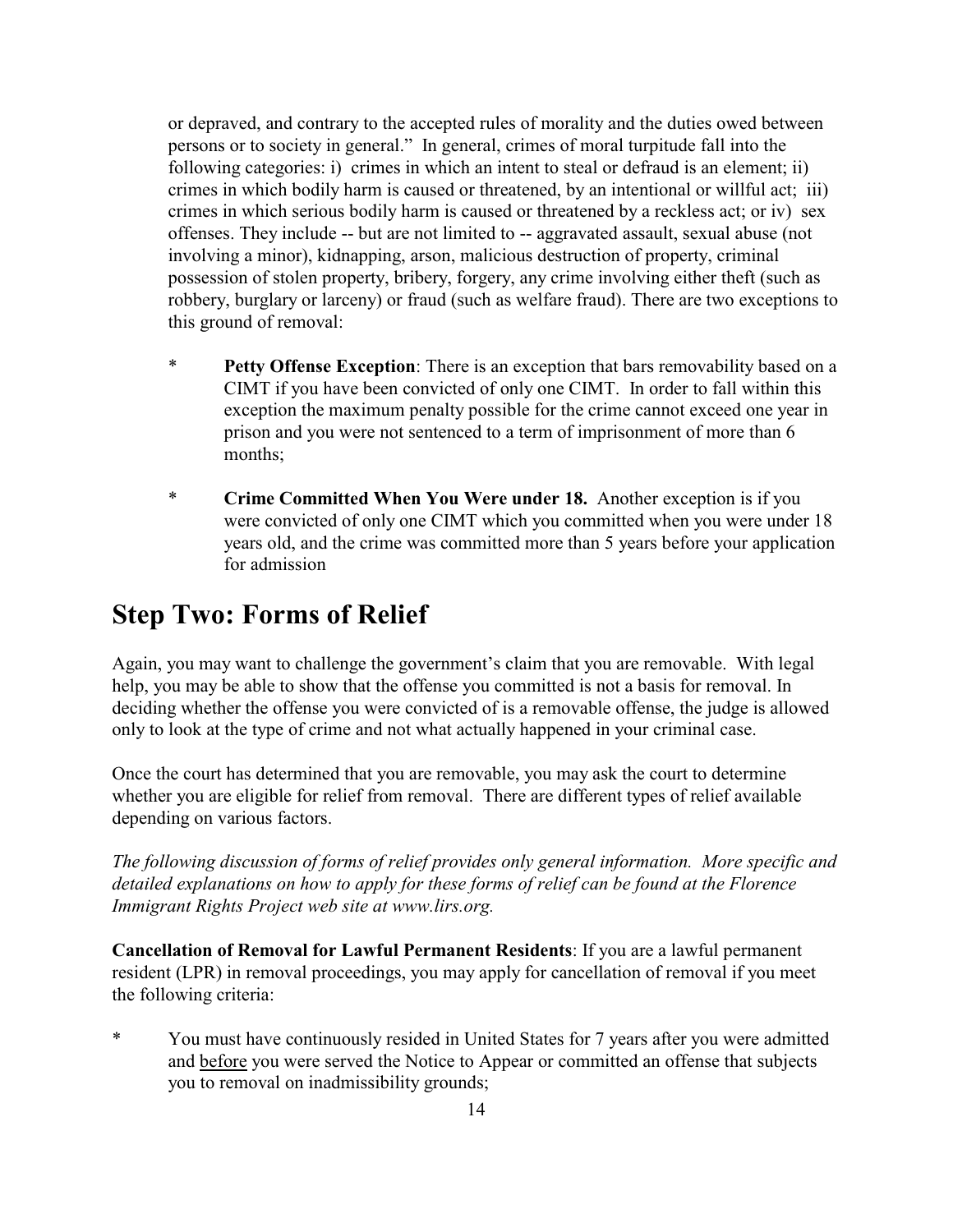or depraved, and contrary to the accepted rules of morality and the duties owed between persons or to society in general." In general, crimes of moral turpitude fall into the following categories: i) crimes in which an intent to steal or defraud is an element; ii) crimes in which bodily harm is caused or threatened, by an intentional or willful act; iii) crimes in which serious bodily harm is caused or threatened by a reckless act; or iv) sex offenses. They include -- but are not limited to -- aggravated assault, sexual abuse (not involving a minor), kidnapping, arson, malicious destruction of property, criminal possession of stolen property, bribery, forgery, any crime involving either theft (such as robbery, burglary or larceny) or fraud (such as welfare fraud). There are two exceptions to this ground of removal:

- **Petty Offense Exception**: There is an exception that bars removability based on a CIMT if you have been convicted of only one CIMT. In order to fall within this exception the maximum penalty possible for the crime cannot exceed one year in prison and you were not sentenced to a term of imprisonment of more than 6 months;

- **Crime Committed When You Were under 18.** Another exception is if you were convicted of only one CIMT which you committed when you were under 18 years old, and the crime was committed more than 5 years before your application for admission

## Step Two: Forms of Relief

Again, you may want to challenge the government's claim that you are removable. With legal help, you may be able to show that the offense you committed is not a basis for removal. In deciding whether the offense you were convicted of is a removable offense, the judge is allowed only to look at the type of crime and not what actually happened in your criminal case.

Once the court has determined that you are removable, you may ask the court to determine whether you are eligible for relief from removal. There are different types of relief available depending on various factors.

*The following discussion of forms of relief provides only general information. More specific and detailed explanations on how to apply for these forms of relief can be found at the Florence Immigrant Rights Project web site at www.lirs.org.*

**Cancellation of Removal for Lawful Permanent Residents**: If you are a lawful permanent resident (LPR) in removal proceedings, you may apply for cancellation of removal if you meet the following criteria:

- You must have continuously resided in United States for 7 years after you were admitted and before you were served the Notice to Appear or committed an offense that subjects you to removal on inadmissibility grounds;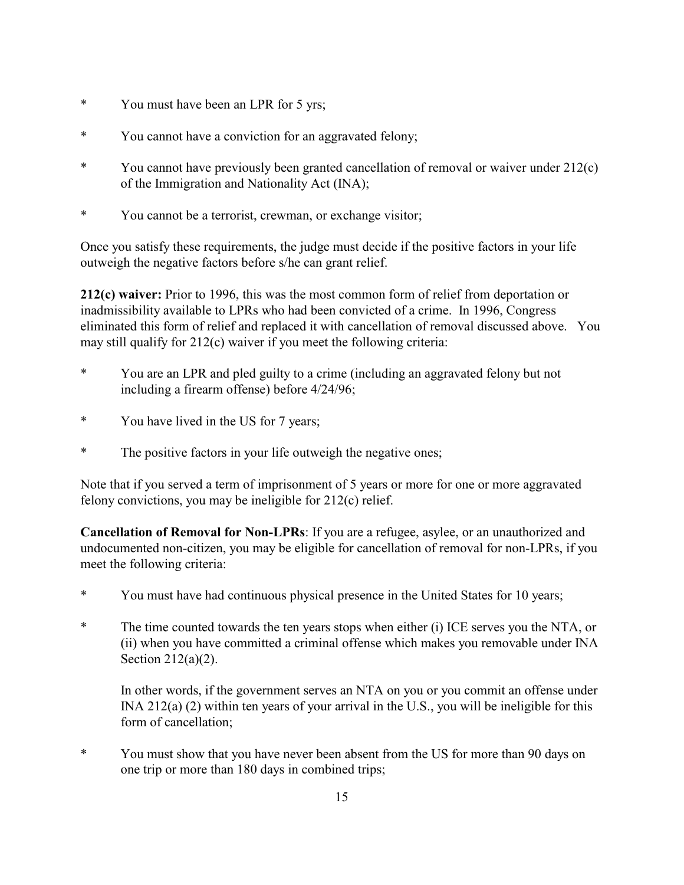* You must have been an LPR for 5 yrs;

* You cannot have a conviction for an aggravated felony;

* You cannot have previously been granted cancellation of removal or waiver under 212(c) of the Immigration and Nationality Act (INA);

* You cannot be a terrorist, crewman, or exchange visitor;

Once you satisfy these requirements, the judge must decide if the positive factors in your life outweigh the negative factors before s/he can grant relief.

**212(c) waiver:** Prior to 1996, this was the most common form of relief from deportation or inadmissibility available to LPRs who had been convicted of a crime. In 1996, Congress eliminated this form of relief and replaced it with cancellation of removal discussed above. You may still qualify for 212(c) waiver if you meet the following criteria:

* You are an LPR and pled guilty to a crime (including an aggravated felony but not including a firearm offense) before 4/24/96;

* You have lived in the US for 7 years;

* The positive factors in your life outweigh the negative ones;

Note that if you served a term of imprisonment of 5 years or more for one or more aggravated felony convictions, you may be ineligible for 212(c) relief.

**Cancellation of Removal for Non-LPRs**: If you are a refugee, asylee, or an unauthorized and undocumented non-citizen, you may be eligible for cancellation of removal for non-LPRs, if you meet the following criteria:

* You must have had continuous physical presence in the United States for 10 years;

* The time counted towards the ten years stops when either (i) ICE serves you the NTA, or (ii) when you have committed a criminal offense which makes you removable under INA Section 212(a)(2).

  In other words, if the government serves an NTA on you or you commit an offense under INA 212(a) (2) within ten years of your arrival in the U.S., you will be ineligible for this form of cancellation;

* You must show that you have never been absent from the US for more than 90 days on one trip or more than 180 days in combined trips;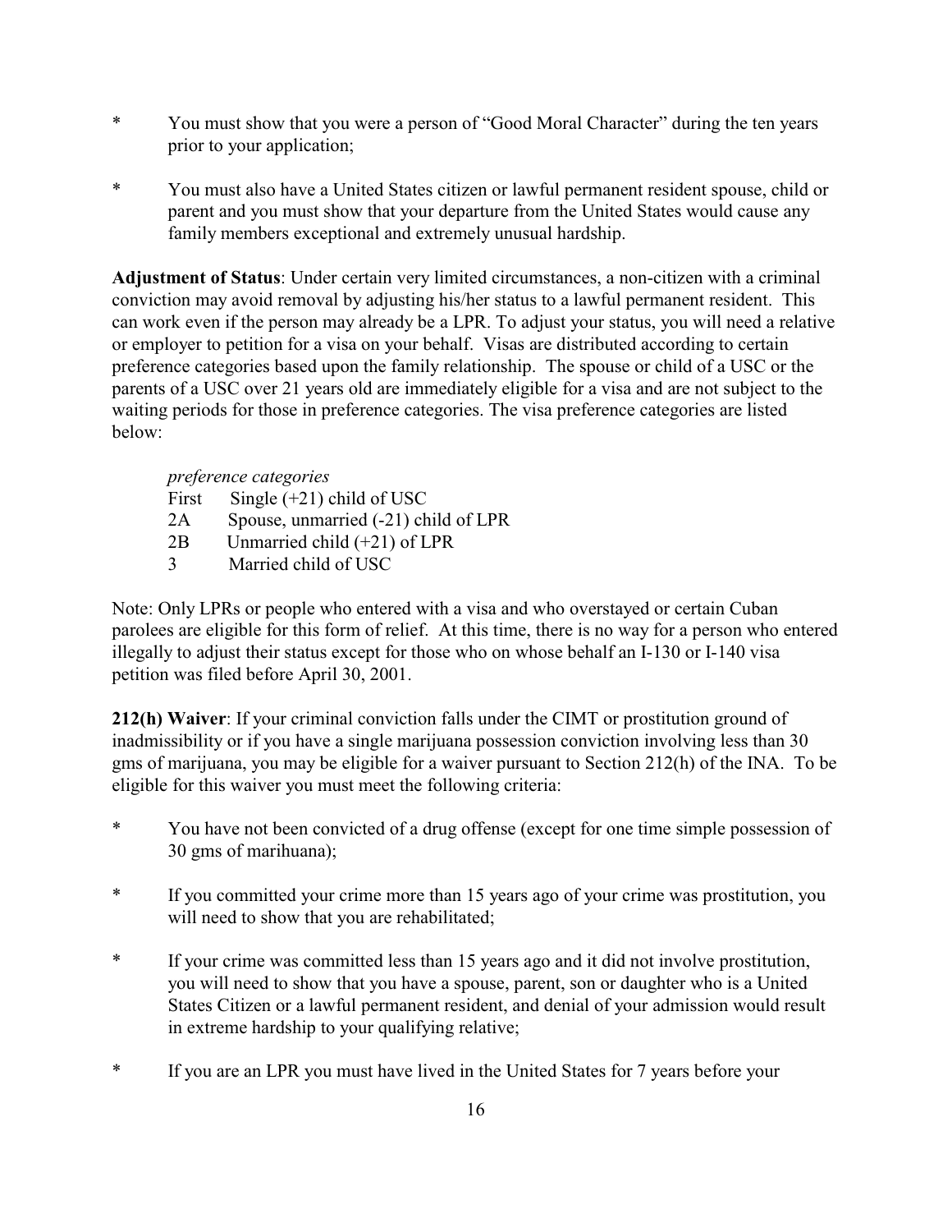* You must show that you were a person of "Good Moral Character" during the ten years prior to your application;

* You must also have a United States citizen or lawful permanent resident spouse, child or parent and you must show that your departure from the United States would cause any family members exceptional and extremely unusual hardship.

**Adjustment of Status**: Under certain very limited circumstances, a non-citizen with a criminal conviction may avoid removal by adjusting his/her status to a lawful permanent resident. This can work even if the person may already be a LPR. To adjust your status, you will need a relative or employer to petition for a visa on your behalf. Visas are distributed according to certain preference categories based upon the family relationship. The spouse or child of a USC or the parents of a USC over 21 years old are immediately eligible for a visa and are not subject to the waiting periods for those in preference categories. The visa preference categories are listed below:

*preference categories*

First Single (+21) child of USC
2A Spouse, unmarried (-21) child of LPR
2B Unmarried child (+21) of LPR
3 Married child of USC

Note: Only LPRs or people who entered with a visa and who overstayed or certain Cuban parolees are eligible for this form of relief. At this time, there is no way for a person who entered illegally to adjust their status except for those who on whose behalf an I-130 or I-140 visa petition was filed before April 30, 2001.

**212(h) Waiver**: If your criminal conviction falls under the CIMT or prostitution ground of inadmissibility or if you have a single marijuana possession conviction involving less than 30 gms of marijuana, you may be eligible for a waiver pursuant to Section 212(h) of the INA. To be eligible for this waiver you must meet the following criteria:

* You have not been convicted of a drug offense (except for one time simple possession of 30 gms of marihuana);

* If you committed your crime more than 15 years ago of your crime was prostitution, you will need to show that you are rehabilitated;

* If your crime was committed less than 15 years ago and it did not involve prostitution, you will need to show that you have a spouse, parent, son or daughter who is a United States Citizen or a lawful permanent resident, and denial of your admission would result in extreme hardship to your qualifying relative;

* If you are an LPR you must have lived in the United States for 7 years before your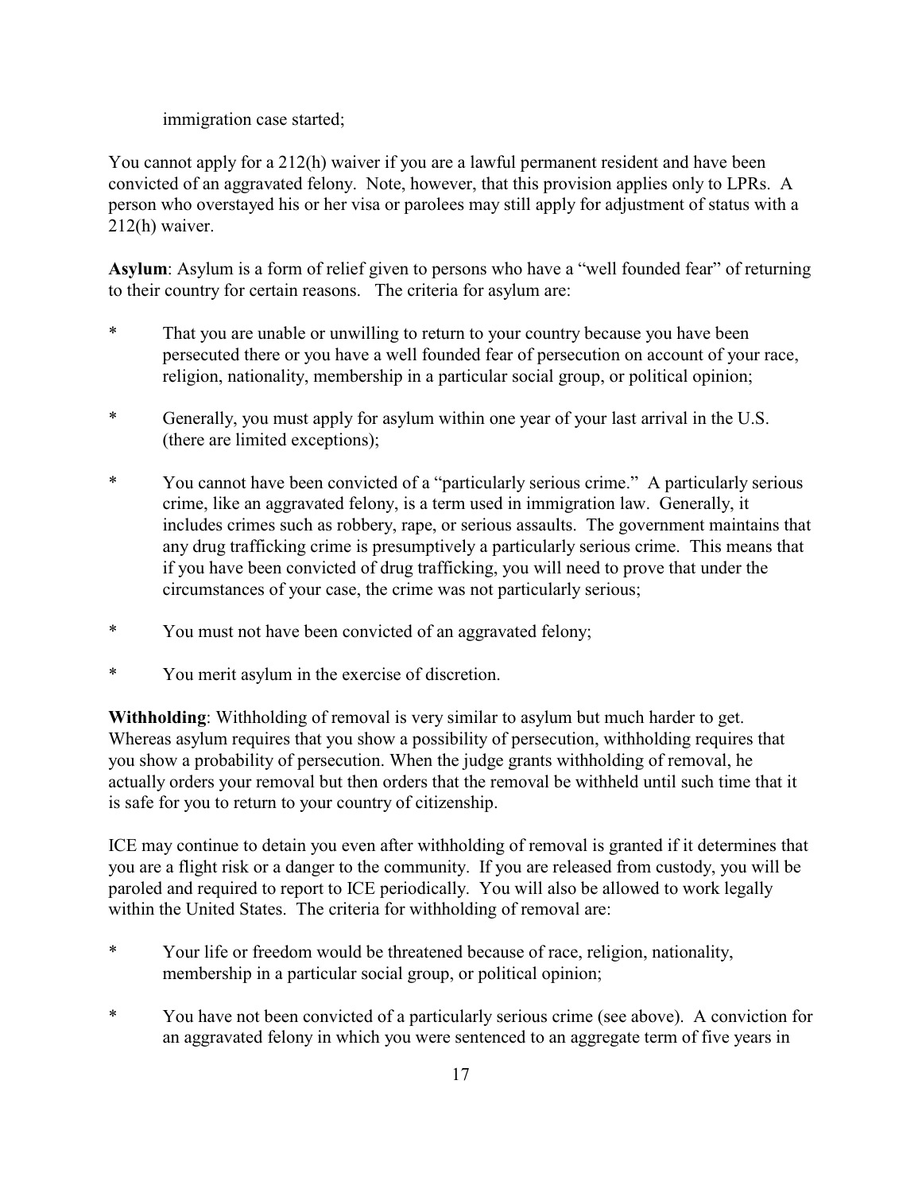immigration case started;

You cannot apply for a 212(h) waiver if you are a lawful permanent resident and have been convicted of an aggravated felony. Note, however, that this provision applies only to LPRs. A person who overstayed his or her visa or parolees may still apply for adjustment of status with a 212(h) waiver.

**Asylum**: Asylum is a form of relief given to persons who have a "well founded fear" of returning to their country for certain reasons. The criteria for asylum are:

* That you are unable or unwilling to return to your country because you have been persecuted there or you have a well founded fear of persecution on account of your race, religion, nationality, membership in a particular social group, or political opinion;

* Generally, you must apply for asylum within one year of your last arrival in the U.S. (there are limited exceptions);

* You cannot have been convicted of a "particularly serious crime." A particularly serious crime, like an aggravated felony, is a term used in immigration law. Generally, it includes crimes such as robbery, rape, or serious assaults. The government maintains that any drug trafficking crime is presumptively a particularly serious crime. This means that if you have been convicted of drug trafficking, you will need to prove that under the circumstances of your case, the crime was not particularly serious;

* You must not have been convicted of an aggravated felony;

* You merit asylum in the exercise of discretion.

**Withholding**: Withholding of removal is very similar to asylum but much harder to get. Whereas asylum requires that you show a possibility of persecution, withholding requires that you show a probability of persecution. When the judge grants withholding of removal, he actually orders your removal but then orders that the removal be withheld until such time that it is safe for you to return to your country of citizenship.

ICE may continue to detain you even after withholding of removal is granted if it determines that you are a flight risk or a danger to the community. If you are released from custody, you will be paroled and required to report to ICE periodically. You will also be allowed to work legally within the United States. The criteria for withholding of removal are:

* Your life or freedom would be threatened because of race, religion, nationality, membership in a particular social group, or political opinion;

* You have not been convicted of a particularly serious crime (see above). A conviction for an aggravated felony in which you were sentenced to an aggregate term of five years in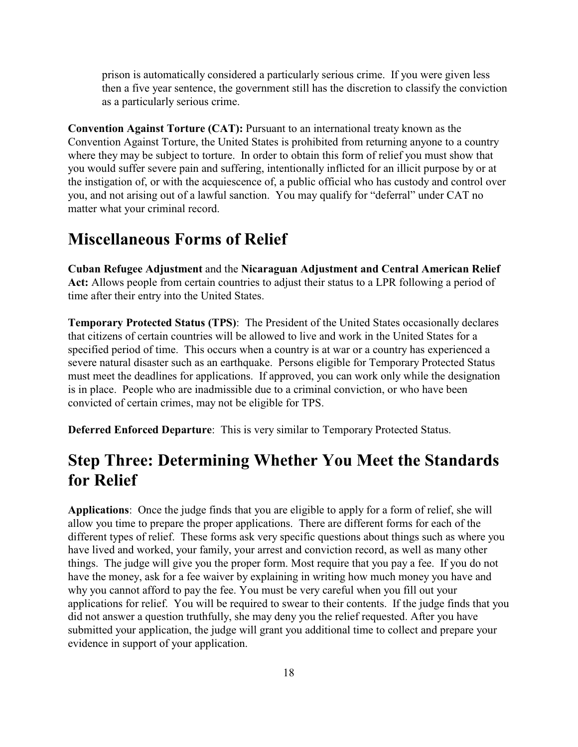prison is automatically considered a particularly serious crime. If you were given less then a five year sentence, the government still has the discretion to classify the conviction as a particularly serious crime.

**Convention Against Torture (CAT):** Pursuant to an international treaty known as the Convention Against Torture, the United States is prohibited from returning anyone to a country where they may be subject to torture. In order to obtain this form of relief you must show that you would suffer severe pain and suffering, intentionally inflicted for an illicit purpose by or at the instigation of, or with the acquiescence of, a public official who has custody and control over you, and not arising out of a lawful sanction. You may qualify for "deferral" under CAT no matter what your criminal record.

# Miscellaneous Forms of Relief

**Cuban Refugee Adjustment** and the **Nicaraguan Adjustment and Central American Relief Act:** Allows people from certain countries to adjust their status to a LPR following a period of time after their entry into the United States.

**Temporary Protected Status (TPS)**: The President of the United States occasionally declares that citizens of certain countries will be allowed to live and work in the United States for a specified period of time. This occurs when a country is at war or a country has experienced a severe natural disaster such as an earthquake. Persons eligible for Temporary Protected Status must meet the deadlines for applications. If approved, you can work only while the designation is in place. People who are inadmissible due to a criminal conviction, or who have been convicted of certain crimes, may not be eligible for TPS.

**Deferred Enforced Departure**: This is very similar to Temporary Protected Status.

# Step Three: Determining Whether You Meet the Standards for Relief

**Applications**: Once the judge finds that you are eligible to apply for a form of relief, she will allow you time to prepare the proper applications. There are different forms for each of the different types of relief. These forms ask very specific questions about things such as where you have lived and worked, your family, your arrest and conviction record, as well as many other things. The judge will give you the proper form. Most require that you pay a fee. If you do not have the money, ask for a fee waiver by explaining in writing how much money you have and why you cannot afford to pay the fee. You must be very careful when you fill out your applications for relief. You will be required to swear to their contents. If the judge finds that you did not answer a question truthfully, she may deny you the relief requested. After you have submitted your application, the judge will grant you additional time to collect and prepare your evidence in support of your application.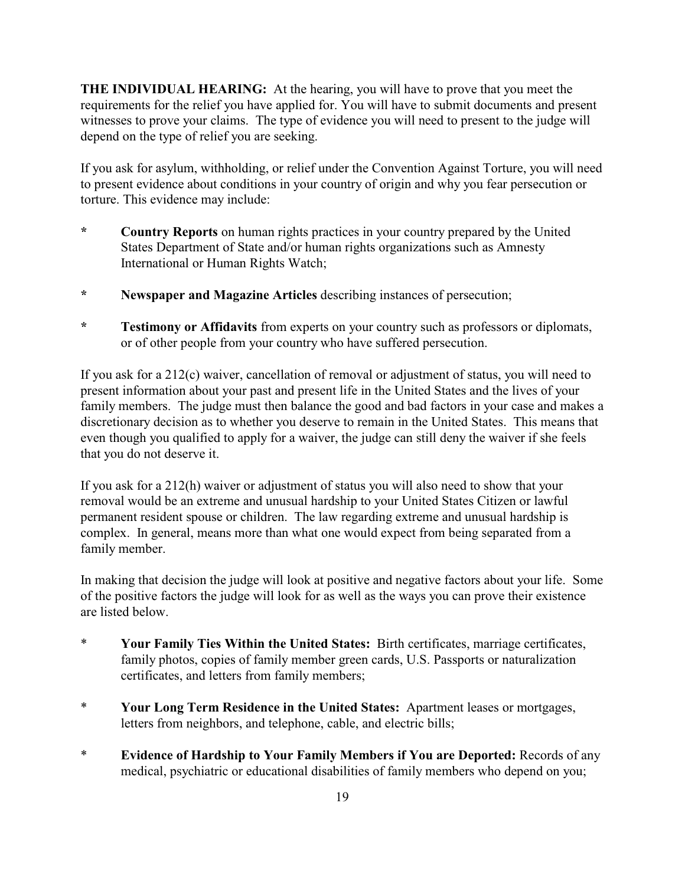**THE INDIVIDUAL HEARING:** At the hearing, you will have to prove that you meet the requirements for the relief you have applied for. You will have to submit documents and present witnesses to prove your claims. The type of evidence you will need to present to the judge will depend on the type of relief you are seeking.

If you ask for asylum, withholding, or relief under the Convention Against Torture, you will need to present evidence about conditions in your country of origin and why you fear persecution or torture. This evidence may include:

* **Country Reports** on human rights practices in your country prepared by the United States Department of State and/or human rights organizations such as Amnesty International or Human Rights Watch;

* **Newspaper and Magazine Articles** describing instances of persecution;

* **Testimony or Affidavits** from experts on your country such as professors or diplomats, or of other people from your country who have suffered persecution.

If you ask for a 212(c) waiver, cancellation of removal or adjustment of status, you will need to present information about your past and present life in the United States and the lives of your family members. The judge must then balance the good and bad factors in your case and makes a discretionary decision as to whether you deserve to remain in the United States. This means that even though you qualified to apply for a waiver, the judge can still deny the waiver if she feels that you do not deserve it.

If you ask for a 212(h) waiver or adjustment of status you will also need to show that your removal would be an extreme and unusual hardship to your United States Citizen or lawful permanent resident spouse or children. The law regarding extreme and unusual hardship is complex. In general, means more than what one would expect from being separated from a family member.

In making that decision the judge will look at positive and negative factors about your life. Some of the positive factors the judge will look for as well as the ways you can prove their existence are listed below.

* **Your Family Ties Within the United States:** Birth certificates, marriage certificates, family photos, copies of family member green cards, U.S. Passports or naturalization certificates, and letters from family members;

* **Your Long Term Residence in the United States:** Apartment leases or mortgages, letters from neighbors, and telephone, cable, and electric bills;

* **Evidence of Hardship to Your Family Members if You are Deported:** Records of any medical, psychiatric or educational disabilities of family members who depend on you;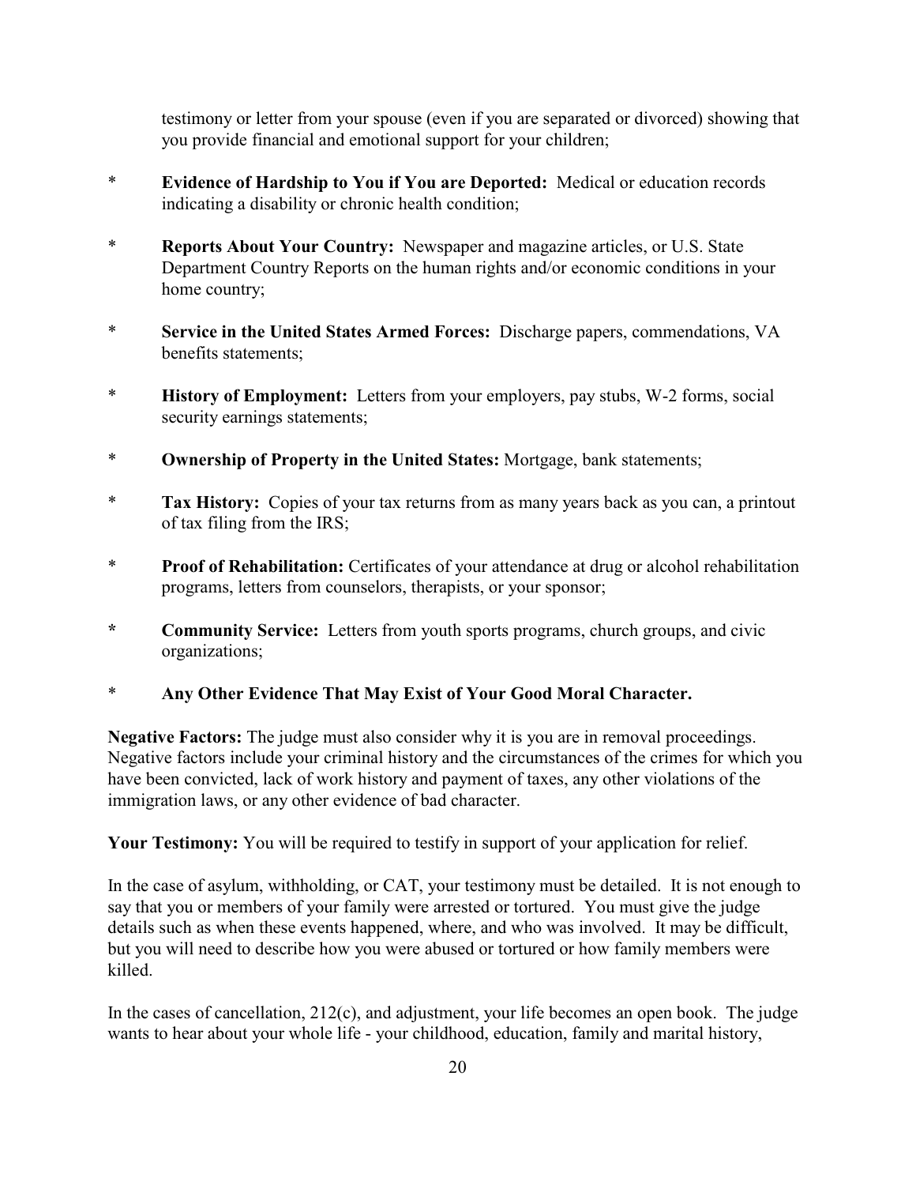testimony or letter from your spouse (even if you are separated or divorced) showing that you provide financial and emotional support for your children;

* **Evidence of Hardship to You if You are Deported:** Medical or education records indicating a disability or chronic health condition;

* **Reports About Your Country:** Newspaper and magazine articles, or U.S. State Department Country Reports on the human rights and/or economic conditions in your home country;

* **Service in the United States Armed Forces:** Discharge papers, commendations, VA benefits statements;

* **History of Employment:** Letters from your employers, pay stubs, W-2 forms, social security earnings statements;

* **Ownership of Property in the United States:** Mortgage, bank statements;

* **Tax History:** Copies of your tax returns from as many years back as you can, a printout of tax filing from the IRS;

* **Proof of Rehabilitation:** Certificates of your attendance at drug or alcohol rehabilitation programs, letters from counselors, therapists, or your sponsor;

* **Community Service:** Letters from youth sports programs, church groups, and civic organizations;

* **Any Other Evidence That May Exist of Your Good Moral Character.**

**Negative Factors:** The judge must also consider why it is you are in removal proceedings. Negative factors include your criminal history and the circumstances of the crimes for which you have been convicted, lack of work history and payment of taxes, any other violations of the immigration laws, or any other evidence of bad character.

**Your Testimony:** You will be required to testify in support of your application for relief.

In the case of asylum, withholding, or CAT, your testimony must be detailed. It is not enough to say that you or members of your family were arrested or tortured. You must give the judge details such as when these events happened, where, and who was involved. It may be difficult, but you will need to describe how you were abused or tortured or how family members were killed.

In the cases of cancellation, 212(c), and adjustment, your life becomes an open book. The judge wants to hear about your whole life - your childhood, education, family and marital history,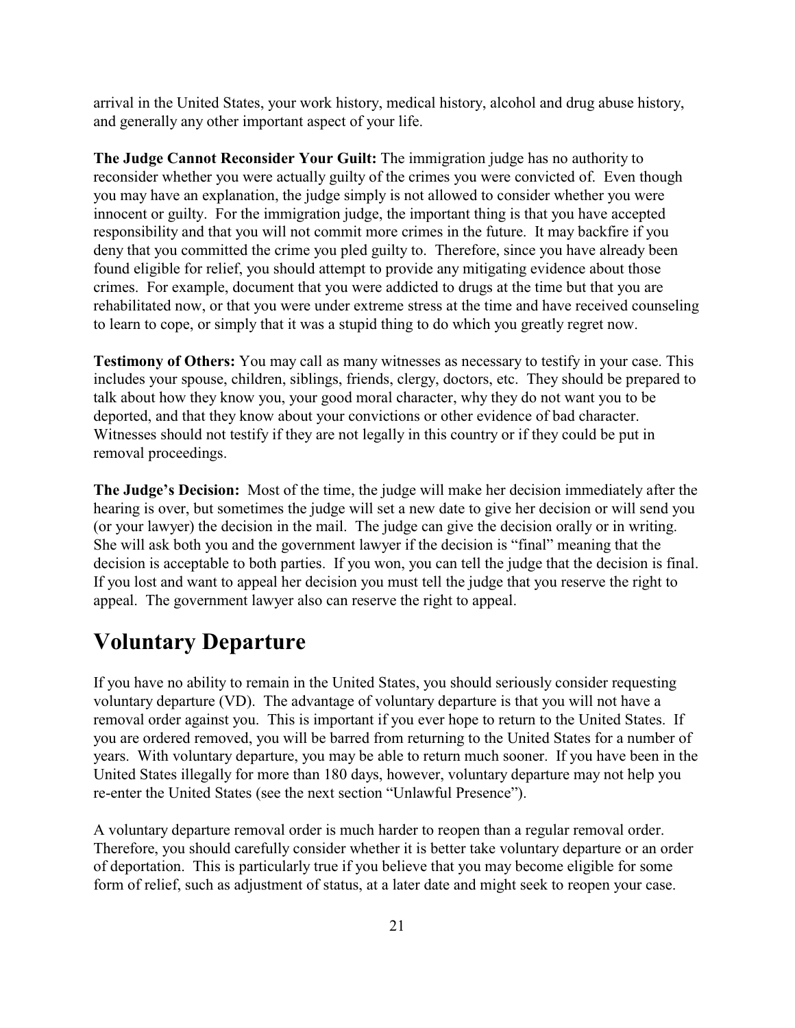arrival in the United States, your work history, medical history, alcohol and drug abuse history, and generally any other important aspect of your life.

**The Judge Cannot Reconsider Your Guilt:** The immigration judge has no authority to reconsider whether you were actually guilty of the crimes you were convicted of. Even though you may have an explanation, the judge simply is not allowed to consider whether you were innocent or guilty. For the immigration judge, the important thing is that you have accepted responsibility and that you will not commit more crimes in the future. It may backfire if you deny that you committed the crime you pled guilty to. Therefore, since you have already been found eligible for relief, you should attempt to provide any mitigating evidence about those crimes. For example, document that you were addicted to drugs at the time but that you are rehabilitated now, or that you were under extreme stress at the time and have received counseling to learn to cope, or simply that it was a stupid thing to do which you greatly regret now.

**Testimony of Others:** You may call as many witnesses as necessary to testify in your case. This includes your spouse, children, siblings, friends, clergy, doctors, etc. They should be prepared to talk about how they know you, your good moral character, why they do not want you to be deported, and that they know about your convictions or other evidence of bad character. Witnesses should not testify if they are not legally in this country or if they could be put in removal proceedings.

**The Judge's Decision:** Most of the time, the judge will make her decision immediately after the hearing is over, but sometimes the judge will set a new date to give her decision or will send you (or your lawyer) the decision in the mail. The judge can give the decision orally or in writing. She will ask both you and the government lawyer if the decision is "final" meaning that the decision is acceptable to both parties. If you won, you can tell the judge that the decision is final. If you lost and want to appeal her decision you must tell the judge that you reserve the right to appeal. The government lawyer also can reserve the right to appeal.

# Voluntary Departure

If you have no ability to remain in the United States, you should seriously consider requesting voluntary departure (VD). The advantage of voluntary departure is that you will not have a removal order against you. This is important if you ever hope to return to the United States. If you are ordered removed, you will be barred from returning to the United States for a number of years. With voluntary departure, you may be able to return much sooner. If you have been in the United States illegally for more than 180 days, however, voluntary departure may not help you re-enter the United States (see the next section "Unlawful Presence").

A voluntary departure removal order is much harder to reopen than a regular removal order. Therefore, you should carefully consider whether it is better take voluntary departure or an order of deportation. This is particularly true if you believe that you may become eligible for some form of relief, such as adjustment of status, at a later date and might seek to reopen your case.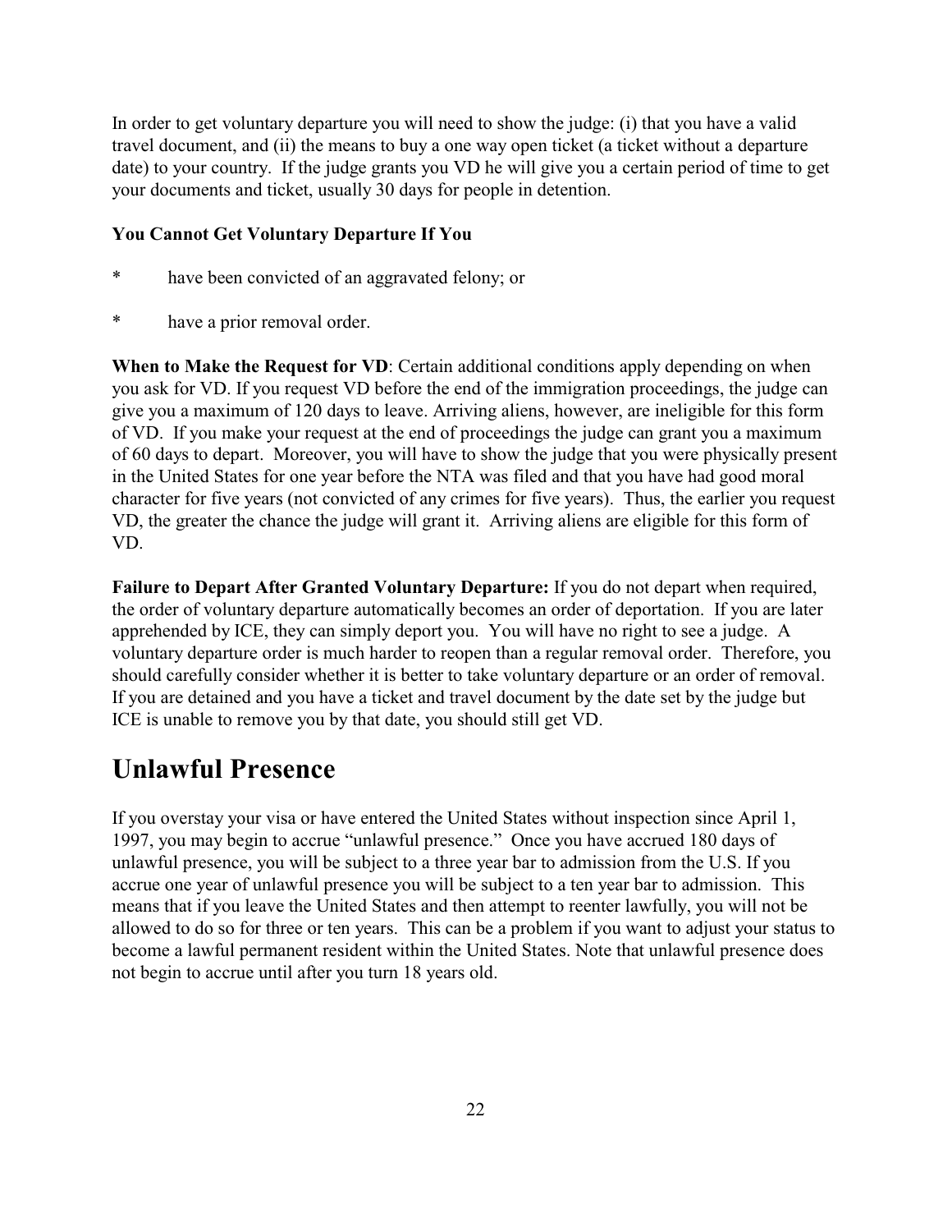In order to get voluntary departure you will need to show the judge: (i) that you have a valid travel document, and (ii) the means to buy a one way open ticket (a ticket without a departure date) to your country. If the judge grants you VD he will give you a certain period of time to get your documents and ticket, usually 30 days for people in detention.

**You Cannot Get Voluntary Departure If You**

* have been convicted of an aggravated felony; or
* have a prior removal order.

**When to Make the Request for VD**: Certain additional conditions apply depending on when you ask for VD. If you request VD before the end of the immigration proceedings, the judge can give you a maximum of 120 days to leave. Arriving aliens, however, are ineligible for this form of VD. If you make your request at the end of proceedings the judge can grant you a maximum of 60 days to depart. Moreover, you will have to show the judge that you were physically present in the United States for one year before the NTA was filed and that you have had good moral character for five years (not convicted of any crimes for five years). Thus, the earlier you request VD, the greater the chance the judge will grant it. Arriving aliens are eligible for this form of VD.

**Failure to Depart After Granted Voluntary Departure:** If you do not depart when required, the order of voluntary departure automatically becomes an order of deportation. If you are later apprehended by ICE, they can simply deport you. You will have no right to see a judge. A voluntary departure order is much harder to reopen than a regular removal order. Therefore, you should carefully consider whether it is better to take voluntary departure or an order of removal. If you are detained and you have a ticket and travel document by the date set by the judge but ICE is unable to remove you by that date, you should still get VD.

## Unlawful Presence

If you overstay your visa or have entered the United States without inspection since April 1, 1997, you may begin to accrue "unlawful presence." Once you have accrued 180 days of unlawful presence, you will be subject to a three year bar to admission from the U.S. If you accrue one year of unlawful presence you will be subject to a ten year bar to admission. This means that if you leave the United States and then attempt to reenter lawfully, you will not be allowed to do so for three or ten years. This can be a problem if you want to adjust your status to become a lawful permanent resident within the United States. Note that unlawful presence does not begin to accrue until after you turn 18 years old.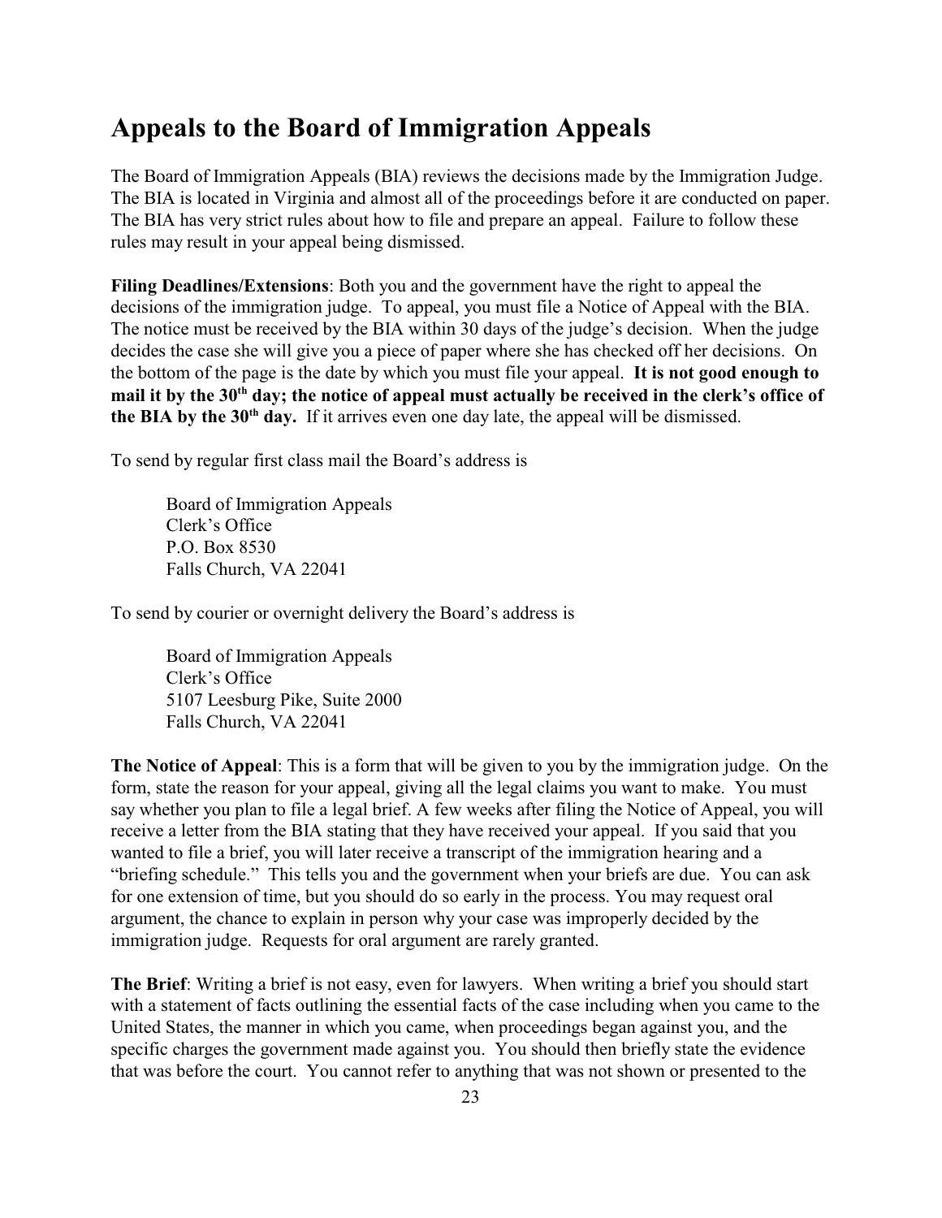## Appeals to the Board of Immigration Appeals

The Board of Immigration Appeals (BIA) reviews the decisions made by the Immigration Judge. The BIA is located in Virginia and almost all of the proceedings before it are conducted on paper. The BIA has very strict rules about how to file and prepare an appeal. Failure to follow these rules may result in your appeal being dismissed.

**Filing Deadlines/Extensions**: Both you and the government have the right to appeal the decisions of the immigration judge. To appeal, you must file a Notice of Appeal with the BIA. The notice must be received by the BIA within 30 days of the judge's decision. When the judge decides the case she will give you a piece of paper where she has checked off her decisions. On the bottom of the page is the date by which you must file your appeal. **It is not good enough to mail it by the 30th day; the notice of appeal must actually be received in the clerk's office of the BIA by the 30th day.** If it arrives even one day late, the appeal will be dismissed.

To send by regular first class mail the Board's address is

> Board of Immigration Appeals
> Clerk's Office
> P.O. Box 8530
> Falls Church, VA 22041

To send by courier or overnight delivery the Board's address is

> Board of Immigration Appeals
> Clerk's Office
> 5107 Leesburg Pike, Suite 2000
> Falls Church, VA 22041

**The Notice of Appeal**: This is a form that will be given to you by the immigration judge. On the form, state the reason for your appeal, giving all the legal claims you want to make. You must say whether you plan to file a legal brief. A few weeks after filing the Notice of Appeal, you will receive a letter from the BIA stating that they have received your appeal. If you said that you wanted to file a brief, you will later receive a transcript of the immigration hearing and a "briefing schedule." This tells you and the government when your briefs are due. You can ask for one extension of time, but you should do so early in the process. You may request oral argument, the chance to explain in person why your case was improperly decided by the immigration judge. Requests for oral argument are rarely granted.

**The Brief**: Writing a brief is not easy, even for lawyers. When writing a brief you should start with a statement of facts outlining the essential facts of the case including when you came to the United States, the manner in which you came, when proceedings began against you, and the specific charges the government made against you. You should then briefly state the evidence that was before the court. You cannot refer to anything that was not shown or presented to the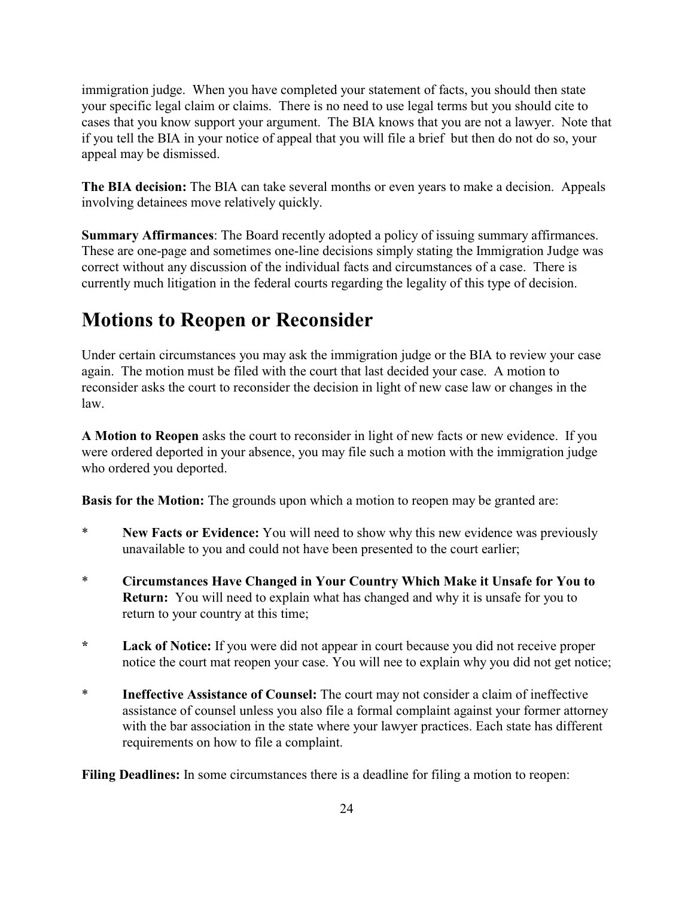immigration judge. When you have completed your statement of facts, you should then state your specific legal claim or claims. There is no need to use legal terms but you should cite to cases that you know support your argument. The BIA knows that you are not a lawyer. Note that if you tell the BIA in your notice of appeal that you will file a brief but then do not do so, your appeal may be dismissed.

**The BIA decision:** The BIA can take several months or even years to make a decision. Appeals involving detainees move relatively quickly.

**Summary Affirmances**: The Board recently adopted a policy of issuing summary affirmances. These are one-page and sometimes one-line decisions simply stating the Immigration Judge was correct without any discussion of the individual facts and circumstances of a case. There is currently much litigation in the federal courts regarding the legality of this type of decision.

# Motions to Reopen or Reconsider

Under certain circumstances you may ask the immigration judge or the BIA to review your case again. The motion must be filed with the court that last decided your case. A motion to reconsider asks the court to reconsider the decision in light of new case law or changes in the law.

**A Motion to Reopen** asks the court to reconsider in light of new facts or new evidence. If you were ordered deported in your absence, you may file such a motion with the immigration judge who ordered you deported.

**Basis for the Motion:** The grounds upon which a motion to reopen may be granted are:

* **New Facts or Evidence:** You will need to show why this new evidence was previously unavailable to you and could not have been presented to the court earlier;

* **Circumstances Have Changed in Your Country Which Make it Unsafe for You to Return:** You will need to explain what has changed and why it is unsafe for you to return to your country at this time;

* **Lack of Notice:** If you were did not appear in court because you did not receive proper notice the court mat reopen your case. You will nee to explain why you did not get notice;

* **Ineffective Assistance of Counsel:** The court may not consider a claim of ineffective assistance of counsel unless you also file a formal complaint against your former attorney with the bar association in the state where your lawyer practices. Each state has different requirements on how to file a complaint.

**Filing Deadlines:** In some circumstances there is a deadline for filing a motion to reopen: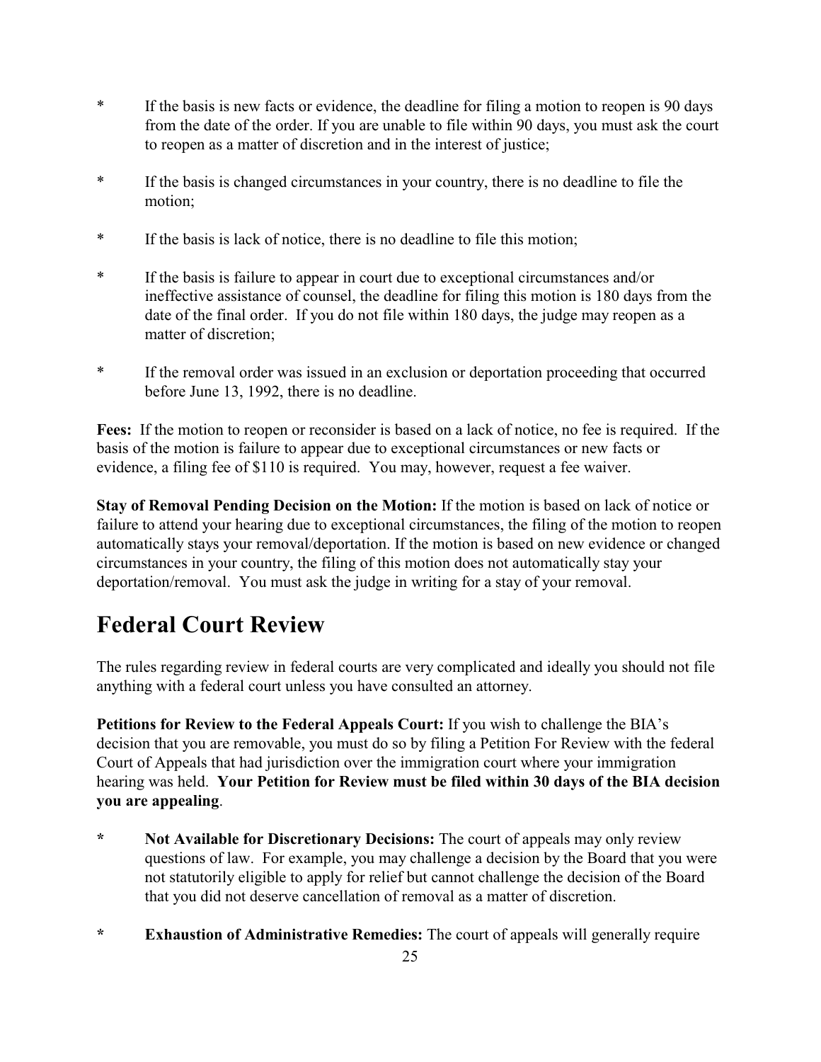* If the basis is new facts or evidence, the deadline for filing a motion to reopen is 90 days from the date of the order. If you are unable to file within 90 days, you must ask the court to reopen as a matter of discretion and in the interest of justice;

* If the basis is changed circumstances in your country, there is no deadline to file the motion;

* If the basis is lack of notice, there is no deadline to file this motion;

* If the basis is failure to appear in court due to exceptional circumstances and/or ineffective assistance of counsel, the deadline for filing this motion is 180 days from the date of the final order. If you do not file within 180 days, the judge may reopen as a matter of discretion;

* If the removal order was issued in an exclusion or deportation proceeding that occurred before June 13, 1992, there is no deadline.

**Fees:** If the motion to reopen or reconsider is based on a lack of notice, no fee is required. If the basis of the motion is failure to appear due to exceptional circumstances or new facts or evidence, a filing fee of $110 is required. You may, however, request a fee waiver.

**Stay of Removal Pending Decision on the Motion:** If the motion is based on lack of notice or failure to attend your hearing due to exceptional circumstances, the filing of the motion to reopen automatically stays your removal/deportation. If the motion is based on new evidence or changed circumstances in your country, the filing of this motion does not automatically stay your deportation/removal. You must ask the judge in writing for a stay of your removal.

# Federal Court Review

The rules regarding review in federal courts are very complicated and ideally you should not file anything with a federal court unless you have consulted an attorney.

**Petitions for Review to the Federal Appeals Court:** If you wish to challenge the BIA's decision that you are removable, you must do so by filing a Petition For Review with the federal Court of Appeals that had jurisdiction over the immigration court where your immigration hearing was held. **Your Petition for Review must be filed within 30 days of the BIA decision you are appealing**.

* **Not Available for Discretionary Decisions:** The court of appeals may only review questions of law. For example, you may challenge a decision by the Board that you were not statutorily eligible to apply for relief but cannot challenge the decision of the Board that you did not deserve cancellation of removal as a matter of discretion.

* **Exhaustion of Administrative Remedies:** The court of appeals will generally require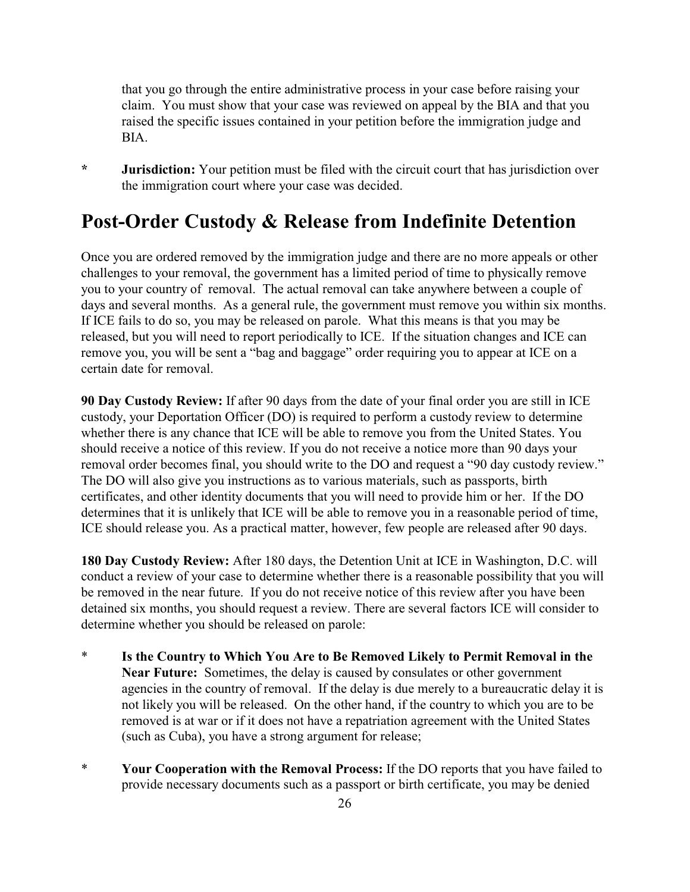that you go through the entire administrative process in your case before raising your claim. You must show that your case was reviewed on appeal by the BIA and that you raised the specific issues contained in your petition before the immigration judge and BIA.

* **Jurisdiction:** Your petition must be filed with the circuit court that has jurisdiction over the immigration court where your case was decided.

# Post-Order Custody & Release from Indefinite Detention

Once you are ordered removed by the immigration judge and there are no more appeals or other challenges to your removal, the government has a limited period of time to physically remove you to your country of removal. The actual removal can take anywhere between a couple of days and several months. As a general rule, the government must remove you within six months. If ICE fails to do so, you may be released on parole. What this means is that you may be released, but you will need to report periodically to ICE. If the situation changes and ICE can remove you, you will be sent a "bag and baggage" order requiring you to appear at ICE on a certain date for removal.

**90 Day Custody Review:** If after 90 days from the date of your final order you are still in ICE custody, your Deportation Officer (DO) is required to perform a custody review to determine whether there is any chance that ICE will be able to remove you from the United States. You should receive a notice of this review. If you do not receive a notice more than 90 days your removal order becomes final, you should write to the DO and request a "90 day custody review." The DO will also give you instructions as to various materials, such as passports, birth certificates, and other identity documents that you will need to provide him or her. If the DO determines that it is unlikely that ICE will be able to remove you in a reasonable period of time, ICE should release you. As a practical matter, however, few people are released after 90 days.

**180 Day Custody Review:** After 180 days, the Detention Unit at ICE in Washington, D.C. will conduct a review of your case to determine whether there is a reasonable possibility that you will be removed in the near future. If you do not receive notice of this review after you have been detained six months, you should request a review. There are several factors ICE will consider to determine whether you should be released on parole:

* **Is the Country to Which You Are to Be Removed Likely to Permit Removal in the Near Future:** Sometimes, the delay is caused by consulates or other government agencies in the country of removal. If the delay is due merely to a bureaucratic delay it is not likely you will be released. On the other hand, if the country to which you are to be removed is at war or if it does not have a repatriation agreement with the United States (such as Cuba), you have a strong argument for release;

* **Your Cooperation with the Removal Process:** If the DO reports that you have failed to provide necessary documents such as a passport or birth certificate, you may be denied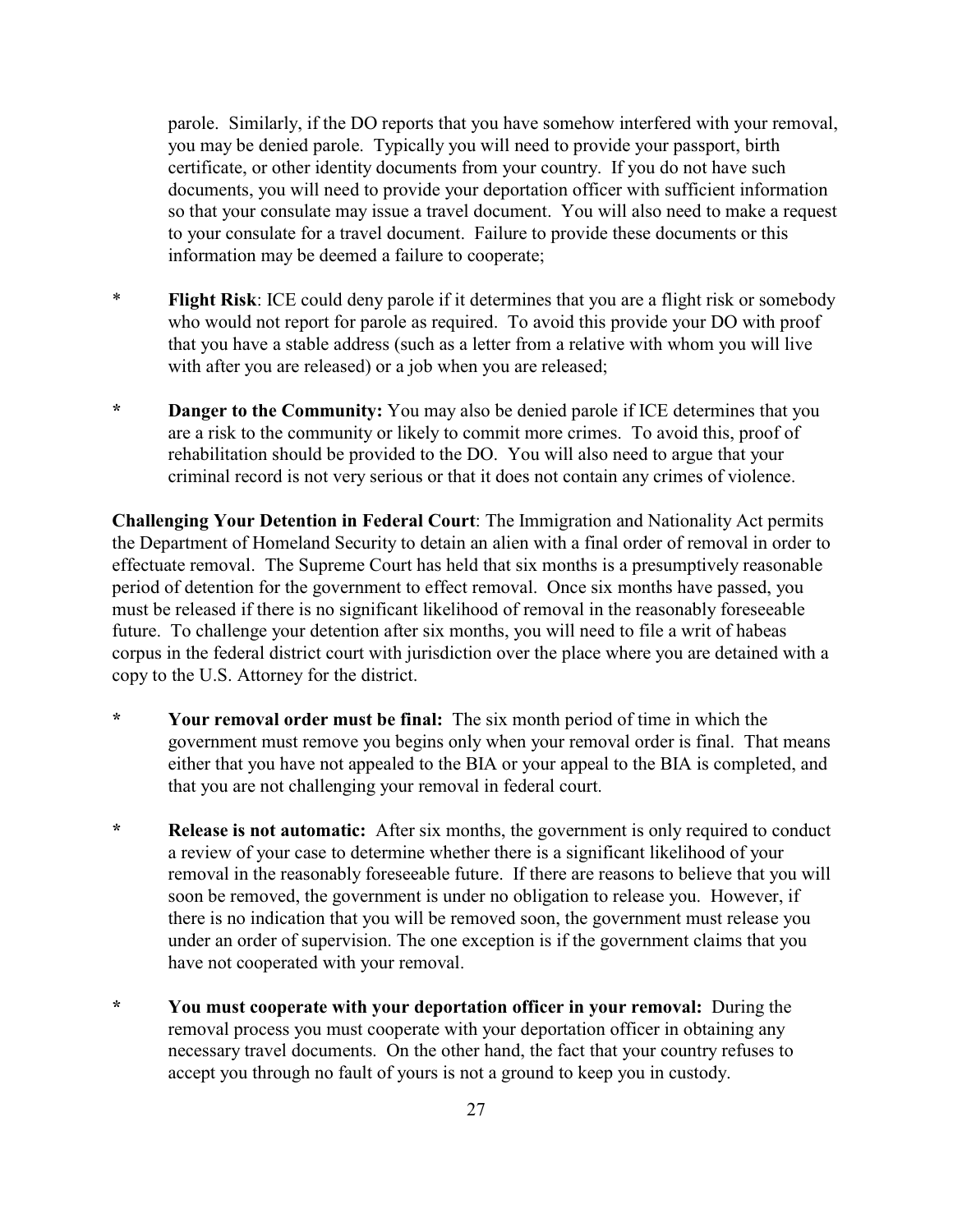parole. Similarly, if the DO reports that you have somehow interfered with your removal, you may be denied parole. Typically you will need to provide your passport, birth certificate, or other identity documents from your country. If you do not have such documents, you will need to provide your deportation officer with sufficient information so that your consulate may issue a travel document. You will also need to make a request to your consulate for a travel document. Failure to provide these documents or this information may be deemed a failure to cooperate;

* **Flight Risk**: ICE could deny parole if it determines that you are a flight risk or somebody who would not report for parole as required. To avoid this provide your DO with proof that you have a stable address (such as a letter from a relative with whom you will live with after you are released) or a job when you are released;

* **Danger to the Community:** You may also be denied parole if ICE determines that you are a risk to the community or likely to commit more crimes. To avoid this, proof of rehabilitation should be provided to the DO. You will also need to argue that your criminal record is not very serious or that it does not contain any crimes of violence.

**Challenging Your Detention in Federal Court**: The Immigration and Nationality Act permits the Department of Homeland Security to detain an alien with a final order of removal in order to effectuate removal. The Supreme Court has held that six months is a presumptively reasonable period of detention for the government to effect removal. Once six months have passed, you must be released if there is no significant likelihood of removal in the reasonably foreseeable future. To challenge your detention after six months, you will need to file a writ of habeas corpus in the federal district court with jurisdiction over the place where you are detained with a copy to the U.S. Attorney for the district.

* **Your removal order must be final:** The six month period of time in which the government must remove you begins only when your removal order is final. That means either that you have not appealed to the BIA or your appeal to the BIA is completed, and that you are not challenging your removal in federal court.

* **Release is not automatic:** After six months, the government is only required to conduct a review of your case to determine whether there is a significant likelihood of your removal in the reasonably foreseeable future. If there are reasons to believe that you will soon be removed, the government is under no obligation to release you. However, if there is no indication that you will be removed soon, the government must release you under an order of supervision. The one exception is if the government claims that you have not cooperated with your removal.

* **You must cooperate with your deportation officer in your removal:** During the removal process you must cooperate with your deportation officer in obtaining any necessary travel documents. On the other hand, the fact that your country refuses to accept you through no fault of yours is not a ground to keep you in custody.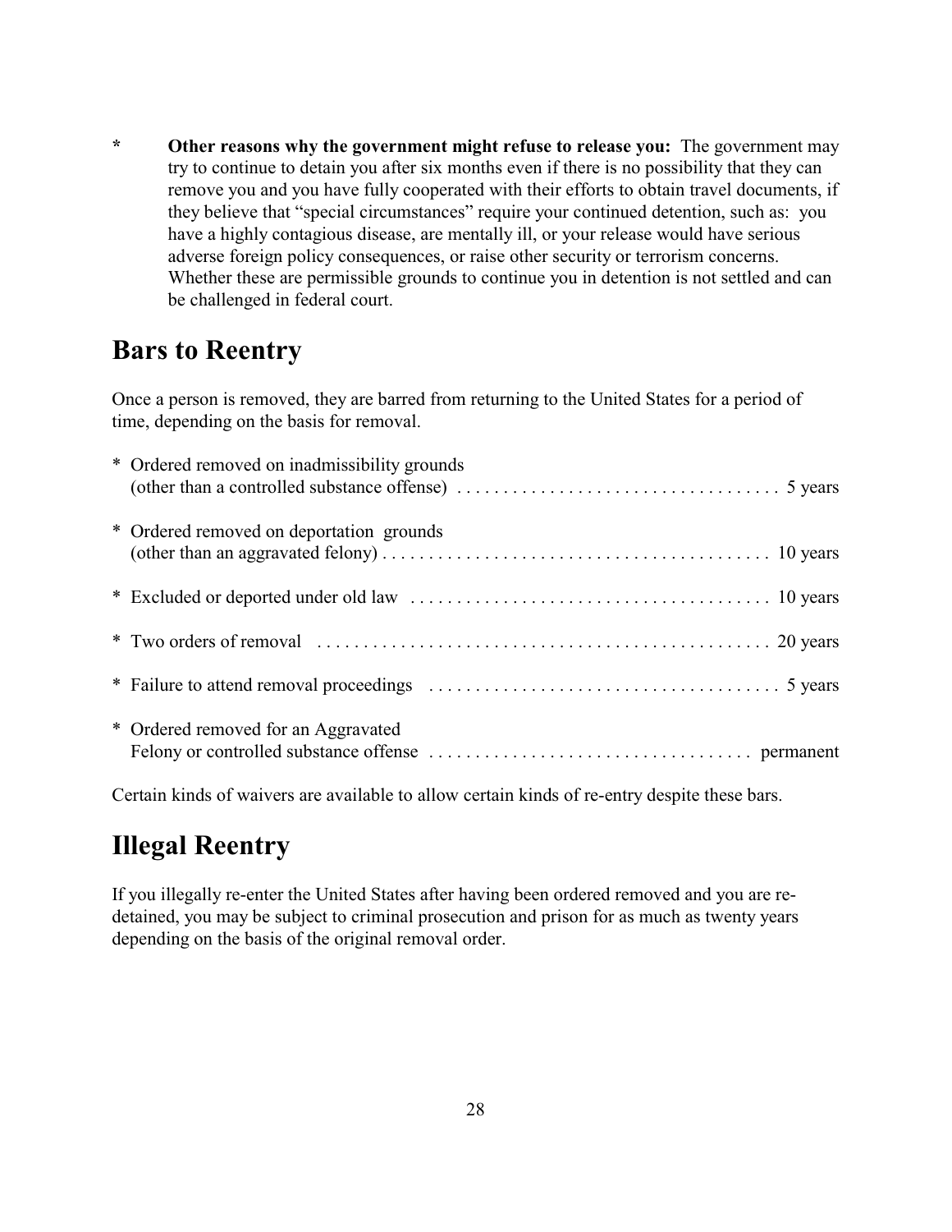* **Other reasons why the government might refuse to release you:** The government may try to continue to detain you after six months even if there is no possibility that they can remove you and you have fully cooperated with their efforts to obtain travel documents, if they believe that "special circumstances" require your continued detention, such as: you have a highly contagious disease, are mentally ill, or your release would have serious adverse foreign policy consequences, or raise other security or terrorism concerns. Whether these are permissible grounds to continue you in detention is not settled and can be challenged in federal court.

# Bars to Reentry

Once a person is removed, they are barred from returning to the United States for a period of time, depending on the basis for removal.

* Ordered removed on inadmissibility grounds (other than a controlled substance offense) . . . . . . . . . . 5 years
* Ordered removed on deportation grounds (other than an aggravated felony) . . . . . . . . . . 10 years
* Excluded or deported under old law . . . . . . . . . . 10 years
* Two orders of removal . . . . . . . . . . 20 years
* Failure to attend removal proceedings . . . . . . . . . . 5 years
* Ordered removed for an Aggravated Felony or controlled substance offense . . . . . . . . . . permanent

Certain kinds of waivers are available to allow certain kinds of re-entry despite these bars.

# Illegal Reentry

If you illegally re-enter the United States after having been ordered removed and you are re-detained, you may be subject to criminal prosecution and prison for as much as twenty years depending on the basis of the original removal order.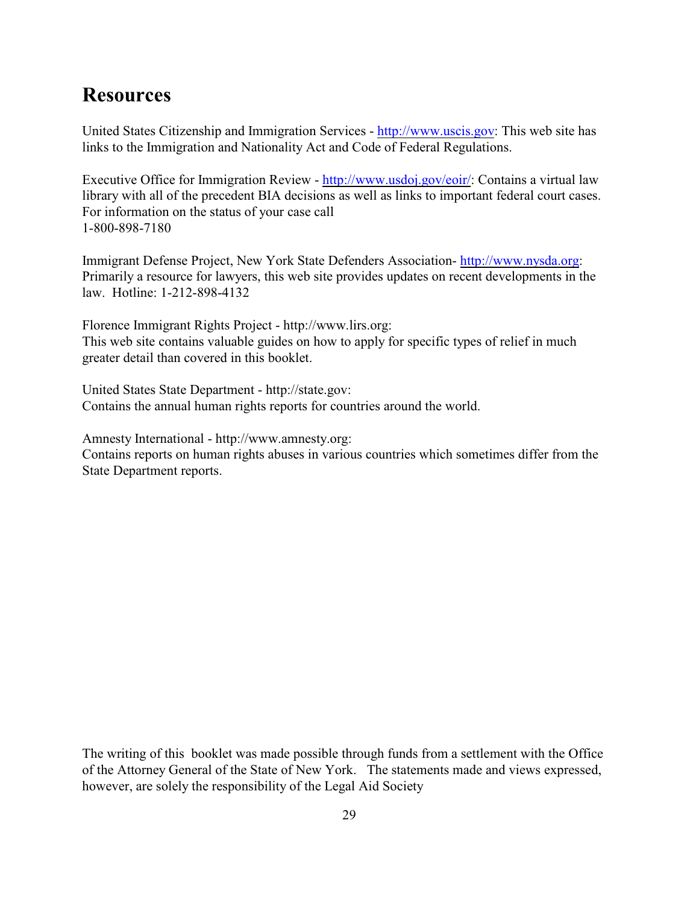## Resources

United States Citizenship and Immigration Services - http://www.uscis.gov: This web site has links to the Immigration and Nationality Act and Code of Federal Regulations.

Executive Office for Immigration Review - http://www.usdoj.gov/eoir/: Contains a virtual law library with all of the precedent BIA decisions as well as links to important federal court cases. For information on the status of your case call
1-800-898-7180

Immigrant Defense Project, New York State Defenders Association- http://www.nysda.org: Primarily a resource for lawyers, this web site provides updates on recent developments in the law. Hotline: 1-212-898-4132

Florence Immigrant Rights Project - http://www.lirs.org:
This web site contains valuable guides on how to apply for specific types of relief in much greater detail than covered in this booklet.

United States State Department - http://state.gov:
Contains the annual human rights reports for countries around the world.

Amnesty International - http://www.amnesty.org:
Contains reports on human rights abuses in various countries which sometimes differ from the State Department reports.

The writing of this booklet was made possible through funds from a settlement with the Office of the Attorney General of the State of New York. The statements made and views expressed, however, are solely the responsibility of the Legal Aid Society